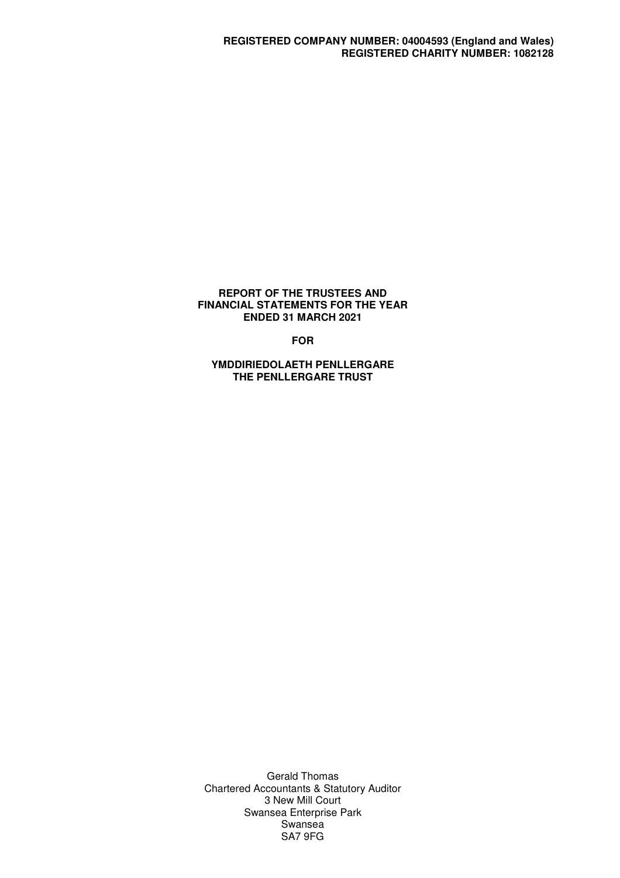**REGISTERED COMPANY NUMBER: 04004593 (England and Wales)**
**REGISTERED CHARITY NUMBER: 1082128**

# REPORT OF THE TRUSTEES AND FINANCIAL STATEMENTS FOR THE YEAR ENDED 31 MARCH 2021

**FOR**

# YMDDIRIEDOLAETH PENLLERGARE THE PENLLERGARE TRUST

Gerald Thomas
Chartered Accountants & Statutory Auditor
3 New Mill Court
Swansea Enterprise Park
Swansea
SA7 9FG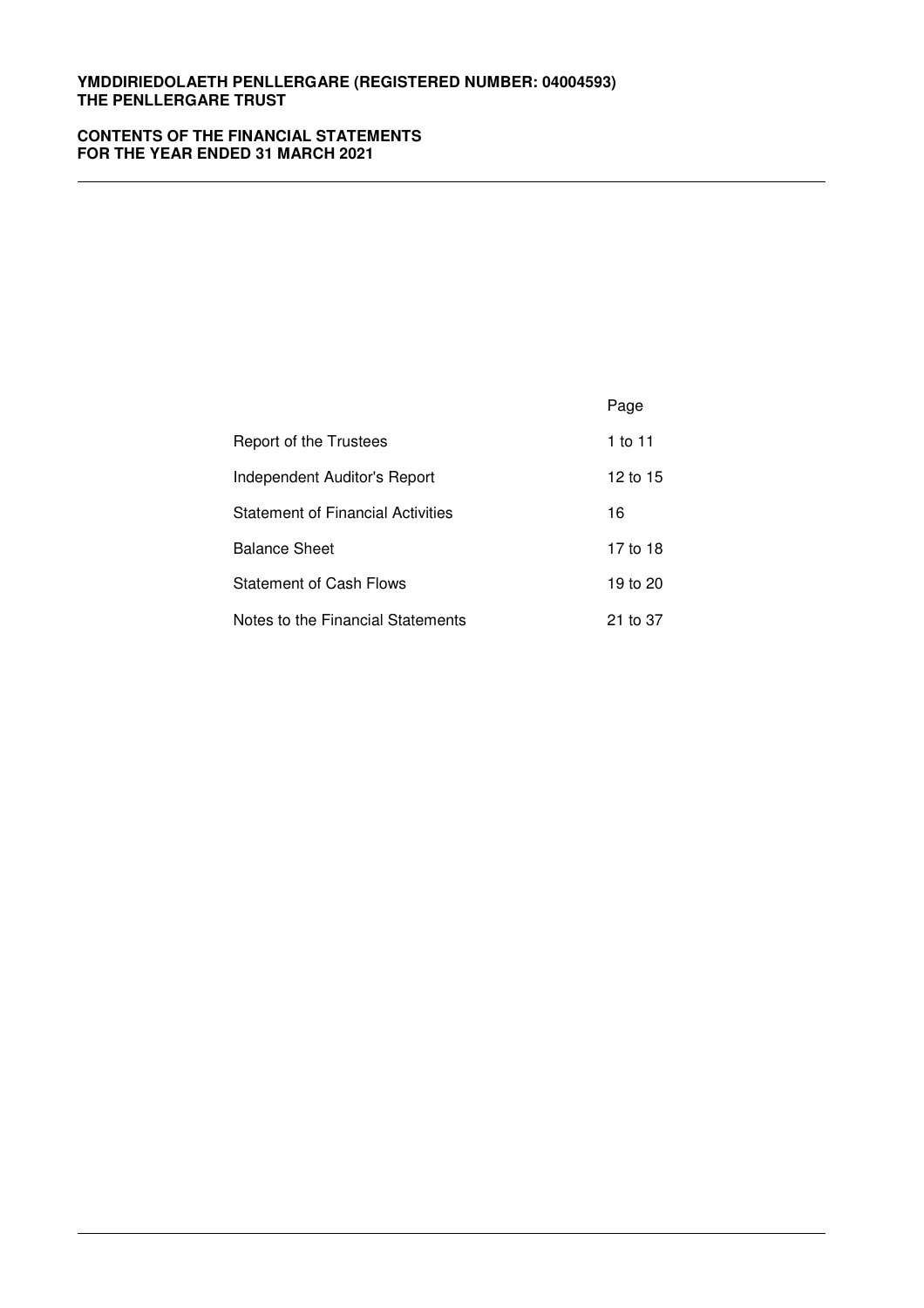**YMDDIRIEDOLAETH PENLLERGARE (REGISTERED NUMBER: 04004593)**
**THE PENLLERGARE TRUST**

**CONTENTS OF THE FINANCIAL STATEMENTS**
**FOR THE YEAR ENDED 31 MARCH 2021**

| | Page |
|---|---|
| Report of the Trustees | 1 to 11 |
| Independent Auditor's Report | 12 to 15 |
| Statement of Financial Activities | 16 |
| Balance Sheet | 17 to 18 |
| Statement of Cash Flows | 19 to 20 |
| Notes to the Financial Statements | 21 to 37 |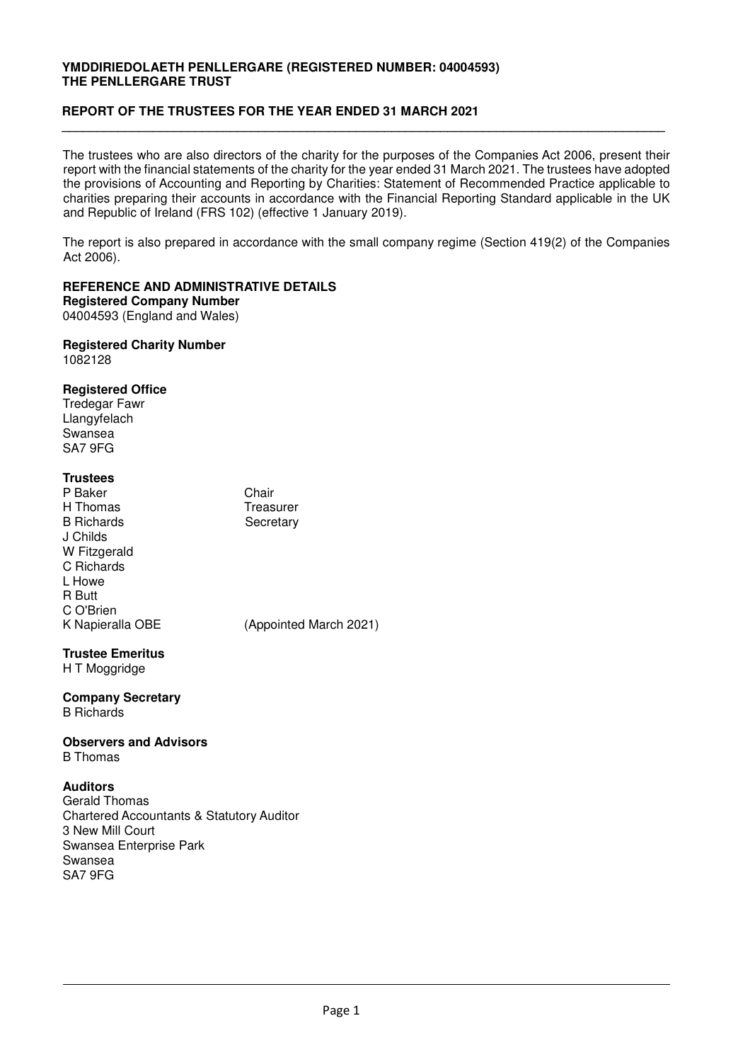**YMDDIRIEDOLAETH PENLLERGARE (REGISTERED NUMBER: 04004593)**
**THE PENLLERGARE TRUST**

**REPORT OF THE TRUSTEES FOR THE YEAR ENDED 31 MARCH 2021**

The trustees who are also directors of the charity for the purposes of the Companies Act 2006, present their report with the financial statements of the charity for the year ended 31 March 2021. The trustees have adopted the provisions of Accounting and Reporting by Charities: Statement of Recommended Practice applicable to charities preparing their accounts in accordance with the Financial Reporting Standard applicable in the UK and Republic of Ireland (FRS 102) (effective 1 January 2019).

The report is also prepared in accordance with the small company regime (Section 419(2) of the Companies Act 2006).

**REFERENCE AND ADMINISTRATIVE DETAILS**

**Registered Company Number**
04004593 (England and Wales)

**Registered Charity Number**
1082128

**Registered Office**
Tredegar Fawr
Llangyfelach
Swansea
SA7 9FG

**Trustees**

| | |
|---|---|
| P Baker | Chair |
| H Thomas | Treasurer |
| B Richards | Secretary |
| J Childs | |
| W Fitzgerald | |
| C Richards | |
| L Howe | |
| R Butt | |
| C O'Brien | |
| K Napieralla OBE | (Appointed March 2021) |

**Trustee Emeritus**
H T Moggridge

**Company Secretary**
B Richards

**Observers and Advisors**
B Thomas

**Auditors**
Gerald Thomas
Chartered Accountants & Statutory Auditor
3 New Mill Court
Swansea Enterprise Park
Swansea
SA7 9FG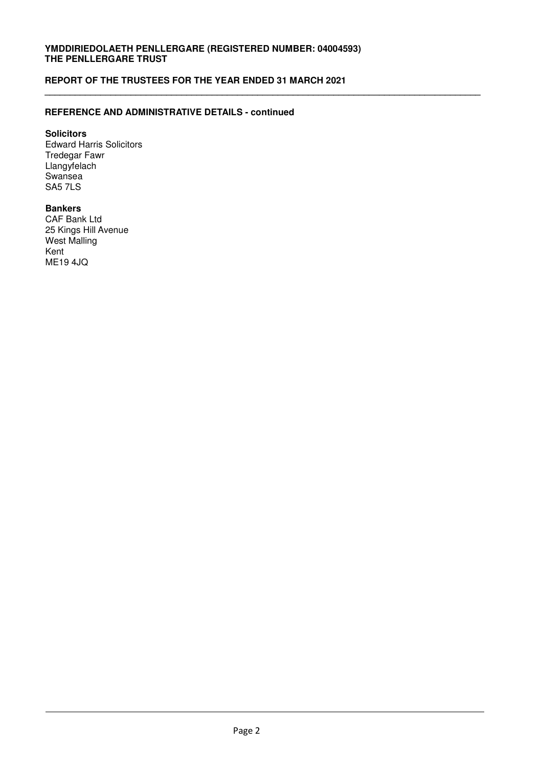## REFERENCE AND ADMINISTRATIVE DETAILS - continued

**Solicitors**
Edward Harris Solicitors
Tredegar Fawr
Llangyfelach
Swansea
SA5 7LS

**Bankers**
CAF Bank Ltd
25 Kings Hill Avenue
West Malling
Kent
ME19 4JQ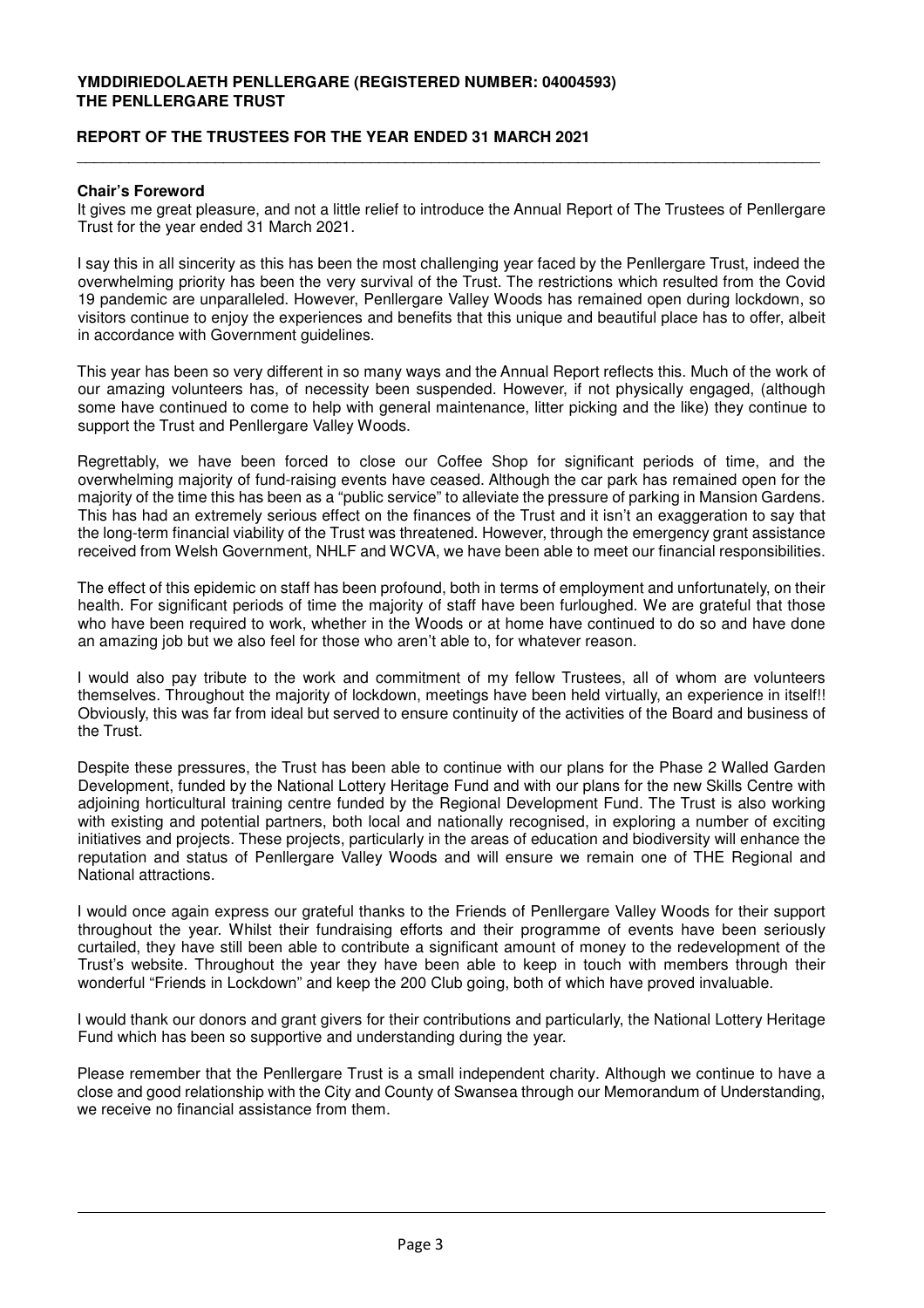**YMDDIRIEDOLAETH PENLLERGARE (REGISTERED NUMBER: 04004593)**
**THE PENLLERGARE TRUST**

**REPORT OF THE TRUSTEES FOR THE YEAR ENDED 31 MARCH 2021**

### Chair's Foreword

It gives me great pleasure, and not a little relief to introduce the Annual Report of The Trustees of Penllergare Trust for the year ended 31 March 2021.

I say this in all sincerity as this has been the most challenging year faced by the Penllergare Trust, indeed the overwhelming priority has been the very survival of the Trust. The restrictions which resulted from the Covid 19 pandemic are unparalleled. However, Penllergare Valley Woods has remained open during lockdown, so visitors continue to enjoy the experiences and benefits that this unique and beautiful place has to offer, albeit in accordance with Government guidelines.

This year has been so very different in so many ways and the Annual Report reflects this. Much of the work of our amazing volunteers has, of necessity been suspended. However, if not physically engaged, (although some have continued to come to help with general maintenance, litter picking and the like) they continue to support the Trust and Penllergare Valley Woods.

Regrettably, we have been forced to close our Coffee Shop for significant periods of time, and the overwhelming majority of fund-raising events have ceased. Although the car park has remained open for the majority of the time this has been as a "public service" to alleviate the pressure of parking in Mansion Gardens. This has had an extremely serious effect on the finances of the Trust and it isn't an exaggeration to say that the long-term financial viability of the Trust was threatened. However, through the emergency grant assistance received from Welsh Government, NHLF and WCVA, we have been able to meet our financial responsibilities.

The effect of this epidemic on staff has been profound, both in terms of employment and unfortunately, on their health. For significant periods of time the majority of staff have been furloughed. We are grateful that those who have been required to work, whether in the Woods or at home have continued to do so and have done an amazing job but we also feel for those who aren't able to, for whatever reason.

I would also pay tribute to the work and commitment of my fellow Trustees, all of whom are volunteers themselves. Throughout the majority of lockdown, meetings have been held virtually, an experience in itself!! Obviously, this was far from ideal but served to ensure continuity of the activities of the Board and business of the Trust.

Despite these pressures, the Trust has been able to continue with our plans for the Phase 2 Walled Garden Development, funded by the National Lottery Heritage Fund and with our plans for the new Skills Centre with adjoining horticultural training centre funded by the Regional Development Fund. The Trust is also working with existing and potential partners, both local and nationally recognised, in exploring a number of exciting initiatives and projects. These projects, particularly in the areas of education and biodiversity will enhance the reputation and status of Penllergare Valley Woods and will ensure we remain one of THE Regional and National attractions.

I would once again express our grateful thanks to the Friends of Penllergare Valley Woods for their support throughout the year. Whilst their fundraising efforts and their programme of events have been seriously curtailed, they have still been able to contribute a significant amount of money to the redevelopment of the Trust's website. Throughout the year they have been able to keep in touch with members through their wonderful "Friends in Lockdown" and keep the 200 Club going, both of which have proved invaluable.

I would thank our donors and grant givers for their contributions and particularly, the National Lottery Heritage Fund which has been so supportive and understanding during the year.

Please remember that the Penllergare Trust is a small independent charity. Although we continue to have a close and good relationship with the City and County of Swansea through our Memorandum of Understanding, we receive no financial assistance from them.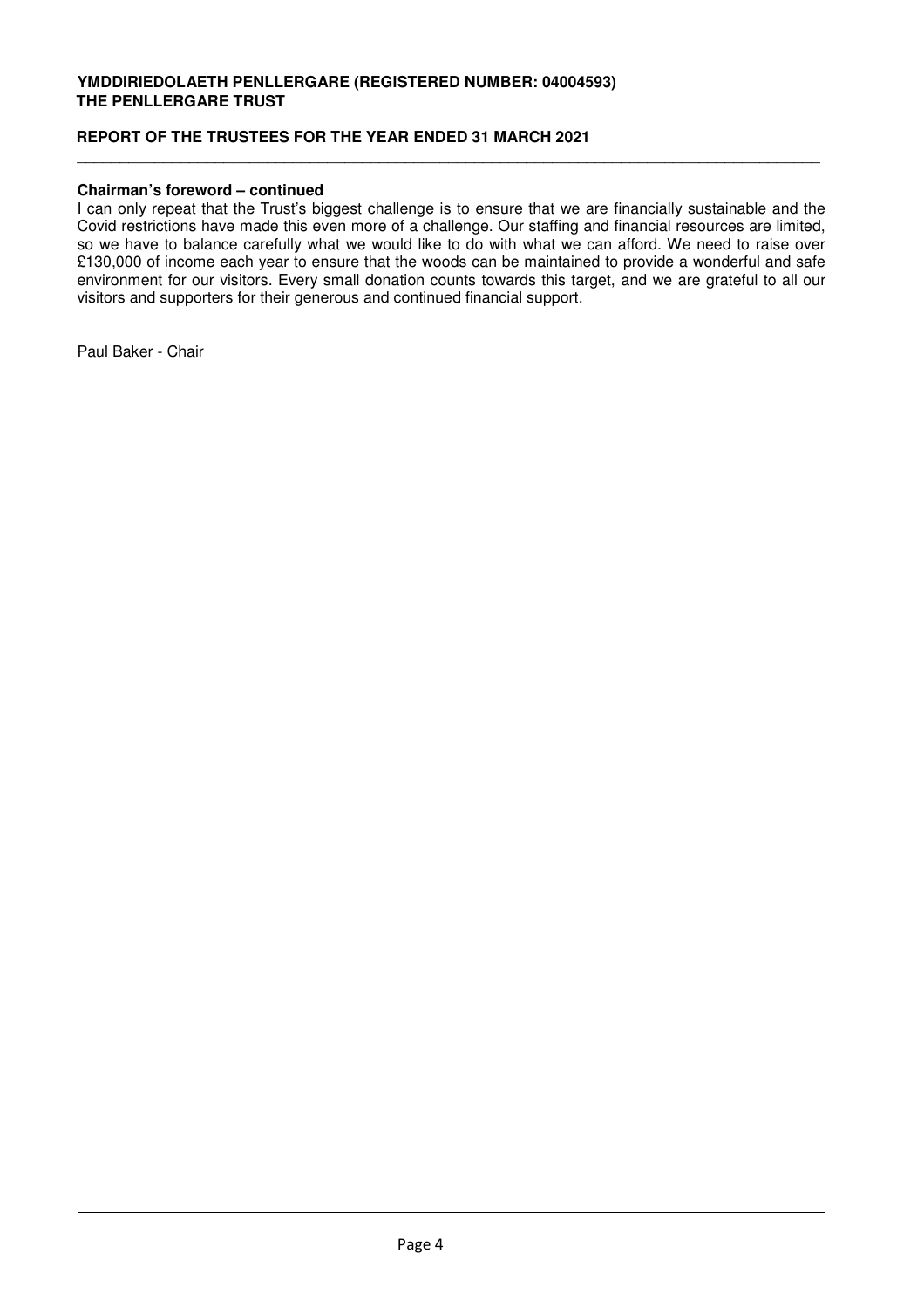**Chairman's foreword – continued**

I can only repeat that the Trust's biggest challenge is to ensure that we are financially sustainable and the Covid restrictions have made this even more of a challenge. Our staffing and financial resources are limited, so we have to balance carefully what we would like to do with what we can afford. We need to raise over £130,000 of income each year to ensure that the woods can be maintained to provide a wonderful and safe environment for our visitors. Every small donation counts towards this target, and we are grateful to all our visitors and supporters for their generous and continued financial support.

Paul Baker - Chair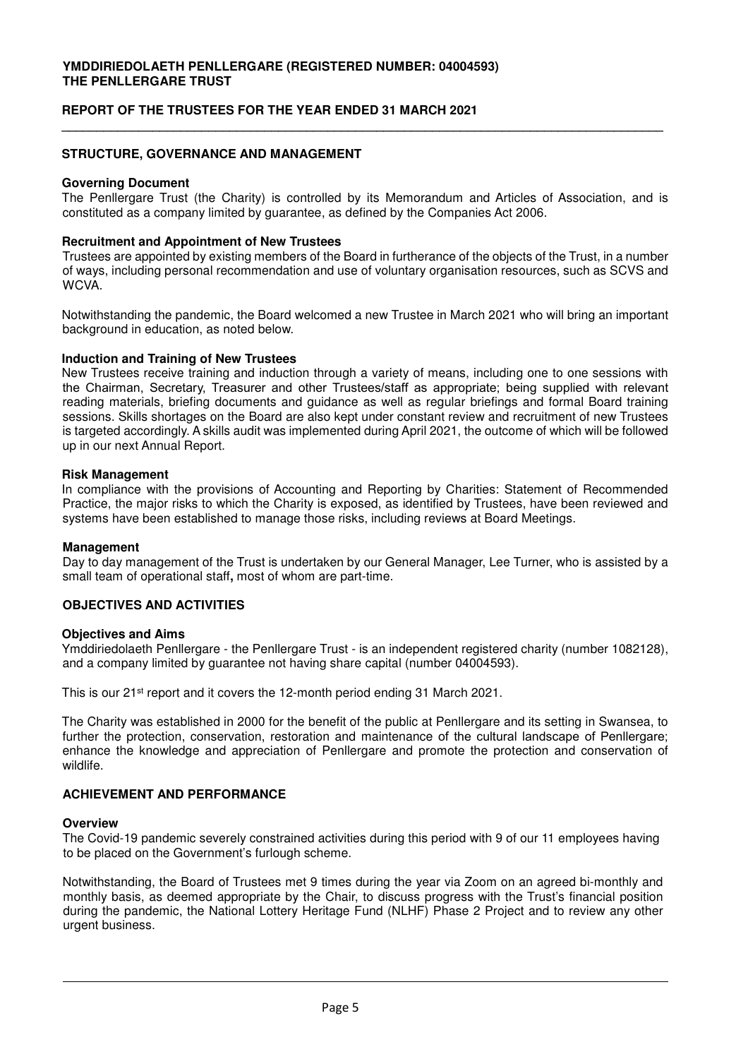## STRUCTURE, GOVERNANCE AND MANAGEMENT

### Governing Document

The Penllergare Trust (the Charity) is controlled by its Memorandum and Articles of Association, and is constituted as a company limited by guarantee, as defined by the Companies Act 2006.

### Recruitment and Appointment of New Trustees

Trustees are appointed by existing members of the Board in furtherance of the objects of the Trust, in a number of ways, including personal recommendation and use of voluntary organisation resources, such as SCVS and WCVA.

Notwithstanding the pandemic, the Board welcomed a new Trustee in March 2021 who will bring an important background in education, as noted below.

### Induction and Training of New Trustees

New Trustees receive training and induction through a variety of means, including one to one sessions with the Chairman, Secretary, Treasurer and other Trustees/staff as appropriate; being supplied with relevant reading materials, briefing documents and guidance as well as regular briefings and formal Board training sessions. Skills shortages on the Board are also kept under constant review and recruitment of new Trustees is targeted accordingly. A skills audit was implemented during April 2021, the outcome of which will be followed up in our next Annual Report.

### Risk Management

In compliance with the provisions of Accounting and Reporting by Charities: Statement of Recommended Practice, the major risks to which the Charity is exposed, as identified by Trustees, have been reviewed and systems have been established to manage those risks, including reviews at Board Meetings.

### Management

Day to day management of the Trust is undertaken by our General Manager, Lee Turner, who is assisted by a small team of operational staff**,** most of whom are part-time.

## OBJECTIVES AND ACTIVITIES

### Objectives and Aims

Ymddiriedolaeth Penllergare - the Penllergare Trust - is an independent registered charity (number 1082128), and a company limited by guarantee not having share capital (number 04004593).

This is our 21st report and it covers the 12-month period ending 31 March 2021.

The Charity was established in 2000 for the benefit of the public at Penllergare and its setting in Swansea, to further the protection, conservation, restoration and maintenance of the cultural landscape of Penllergare; enhance the knowledge and appreciation of Penllergare and promote the protection and conservation of wildlife.

## ACHIEVEMENT AND PERFORMANCE

### Overview

The Covid-19 pandemic severely constrained activities during this period with 9 of our 11 employees having to be placed on the Government's furlough scheme.

Notwithstanding, the Board of Trustees met 9 times during the year via Zoom on an agreed bi-monthly and monthly basis, as deemed appropriate by the Chair, to discuss progress with the Trust's financial position during the pandemic, the National Lottery Heritage Fund (NLHF) Phase 2 Project and to review any other urgent business.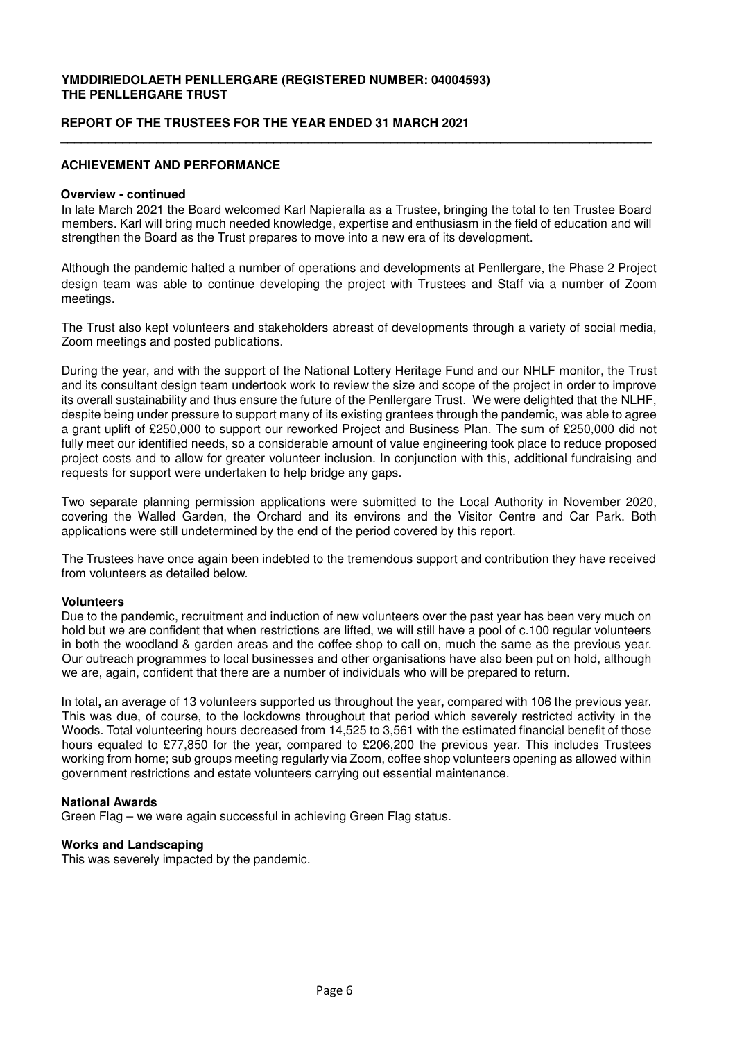**YMDDIRIEDOLAETH PENLLERGARE (REGISTERED NUMBER: 04004593)**
**THE PENLLERGARE TRUST**

**REPORT OF THE TRUSTEES FOR THE YEAR ENDED 31 MARCH 2021**

## ACHIEVEMENT AND PERFORMANCE

### Overview - continued

In late March 2021 the Board welcomed Karl Napieralla as a Trustee, bringing the total to ten Trustee Board members. Karl will bring much needed knowledge, expertise and enthusiasm in the field of education and will strengthen the Board as the Trust prepares to move into a new era of its development.

Although the pandemic halted a number of operations and developments at Penllergare, the Phase 2 Project design team was able to continue developing the project with Trustees and Staff via a number of Zoom meetings.

The Trust also kept volunteers and stakeholders abreast of developments through a variety of social media, Zoom meetings and posted publications.

During the year, and with the support of the National Lottery Heritage Fund and our NHLF monitor, the Trust and its consultant design team undertook work to review the size and scope of the project in order to improve its overall sustainability and thus ensure the future of the Penllergare Trust. We were delighted that the NLHF, despite being under pressure to support many of its existing grantees through the pandemic, was able to agree a grant uplift of £250,000 to support our reworked Project and Business Plan. The sum of £250,000 did not fully meet our identified needs, so a considerable amount of value engineering took place to reduce proposed project costs and to allow for greater volunteer inclusion. In conjunction with this, additional fundraising and requests for support were undertaken to help bridge any gaps.

Two separate planning permission applications were submitted to the Local Authority in November 2020, covering the Walled Garden, the Orchard and its environs and the Visitor Centre and Car Park. Both applications were still undetermined by the end of the period covered by this report.

The Trustees have once again been indebted to the tremendous support and contribution they have received from volunteers as detailed below.

### Volunteers

Due to the pandemic, recruitment and induction of new volunteers over the past year has been very much on hold but we are confident that when restrictions are lifted, we will still have a pool of c.100 regular volunteers in both the woodland & garden areas and the coffee shop to call on, much the same as the previous year. Our outreach programmes to local businesses and other organisations have also been put on hold, although we are, again, confident that there are a number of individuals who will be prepared to return.

In total**,** an average of 13 volunteers supported us throughout the year**,** compared with 106 the previous year. This was due, of course, to the lockdowns throughout that period which severely restricted activity in the Woods. Total volunteering hours decreased from 14,525 to 3,561 with the estimated financial benefit of those hours equated to £77,850 for the year, compared to £206,200 the previous year. This includes Trustees working from home; sub groups meeting regularly via Zoom, coffee shop volunteers opening as allowed within government restrictions and estate volunteers carrying out essential maintenance.

### National Awards

Green Flag – we were again successful in achieving Green Flag status.

### Works and Landscaping

This was severely impacted by the pandemic.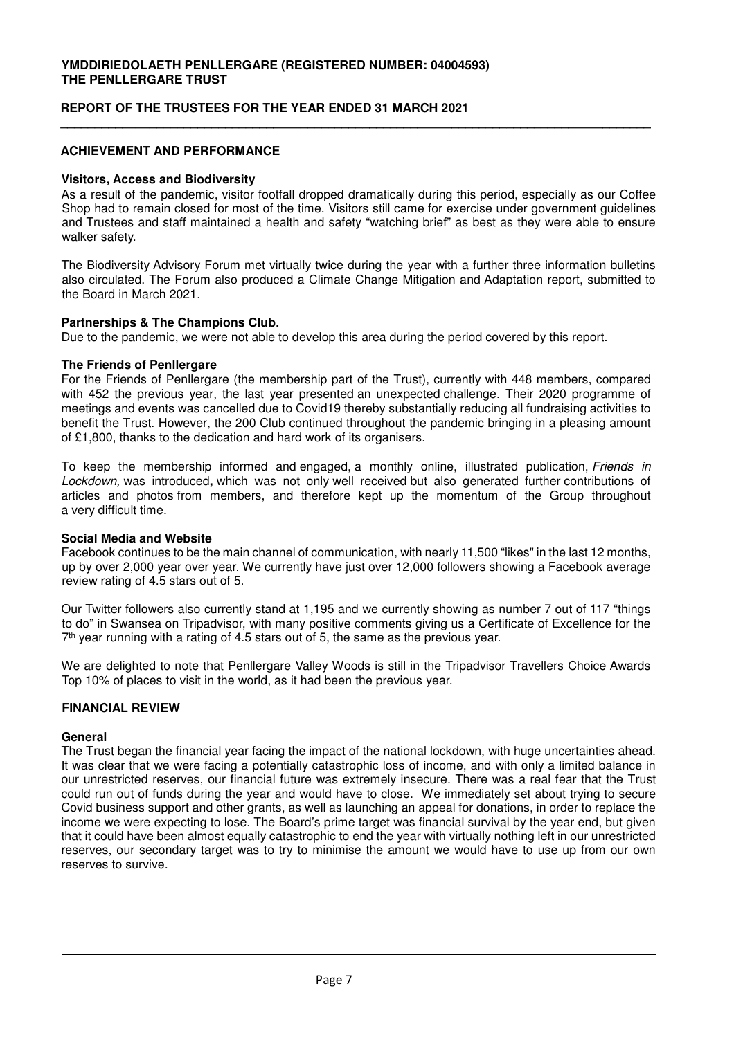**YMDDIRIEDOLAETH PENLLERGARE (REGISTERED NUMBER: 04004593)**
**THE PENLLERGARE TRUST**

**REPORT OF THE TRUSTEES FOR THE YEAR ENDED 31 MARCH 2021**

## ACHIEVEMENT AND PERFORMANCE

### Visitors, Access and Biodiversity

As a result of the pandemic, visitor footfall dropped dramatically during this period, especially as our Coffee Shop had to remain closed for most of the time. Visitors still came for exercise under government guidelines and Trustees and staff maintained a health and safety "watching brief" as best as they were able to ensure walker safety.

The Biodiversity Advisory Forum met virtually twice during the year with a further three information bulletins also circulated. The Forum also produced a Climate Change Mitigation and Adaptation report, submitted to the Board in March 2021.

### Partnerships & The Champions Club.

Due to the pandemic, we were not able to develop this area during the period covered by this report.

### The Friends of Penllergare

For the Friends of Penllergare (the membership part of the Trust), currently with 448 members, compared with 452 the previous year, the last year presented an unexpected challenge. Their 2020 programme of meetings and events was cancelled due to Covid19 thereby substantially reducing all fundraising activities to benefit the Trust. However, the 200 Club continued throughout the pandemic bringing in a pleasing amount of £1,800, thanks to the dedication and hard work of its organisers.

To keep the membership informed and engaged, a monthly online, illustrated publication, *Friends in Lockdown,* was introduced**,** which was not only well received but also generated further contributions of articles and photos from members, and therefore kept up the momentum of the Group throughout a very difficult time.

### Social Media and Website

Facebook continues to be the main channel of communication, with nearly 11,500 "likes" in the last 12 months, up by over 2,000 year over year. We currently have just over 12,000 followers showing a Facebook average review rating of 4.5 stars out of 5.

Our Twitter followers also currently stand at 1,195 and we currently showing as number 7 out of 117 "things to do" in Swansea on Tripadvisor, with many positive comments giving us a Certificate of Excellence for the 7th year running with a rating of 4.5 stars out of 5, the same as the previous year.

We are delighted to note that Penllergare Valley Woods is still in the Tripadvisor Travellers Choice Awards Top 10% of places to visit in the world, as it had been the previous year.

## FINANCIAL REVIEW

### General

The Trust began the financial year facing the impact of the national lockdown, with huge uncertainties ahead. It was clear that we were facing a potentially catastrophic loss of income, and with only a limited balance in our unrestricted reserves, our financial future was extremely insecure. There was a real fear that the Trust could run out of funds during the year and would have to close. We immediately set about trying to secure Covid business support and other grants, as well as launching an appeal for donations, in order to replace the income we were expecting to lose. The Board's prime target was financial survival by the year end, but given that it could have been almost equally catastrophic to end the year with virtually nothing left in our unrestricted reserves, our secondary target was to try to minimise the amount we would have to use up from our own reserves to survive.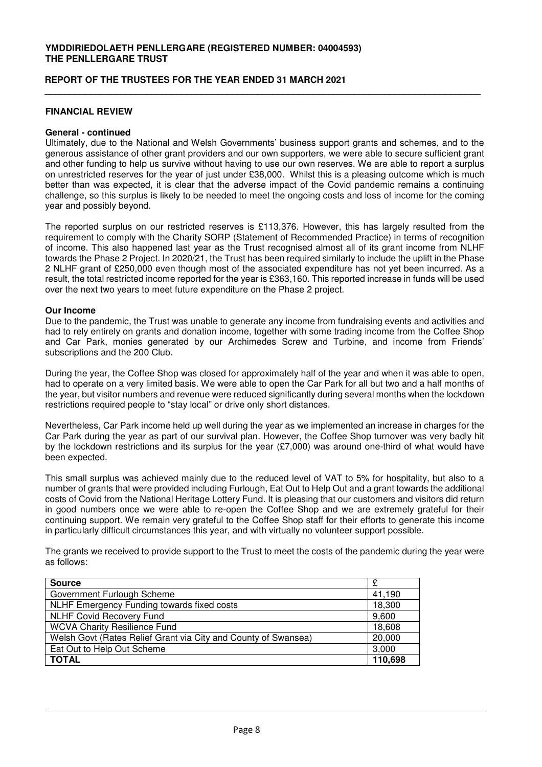## FINANCIAL REVIEW

### General - continued

Ultimately, due to the National and Welsh Governments' business support grants and schemes, and to the generous assistance of other grant providers and our own supporters, we were able to secure sufficient grant and other funding to help us survive without having to use our own reserves. We are able to report a surplus on unrestricted reserves for the year of just under £38,000. Whilst this is a pleasing outcome which is much better than was expected, it is clear that the adverse impact of the Covid pandemic remains a continuing challenge, so this surplus is likely to be needed to meet the ongoing costs and loss of income for the coming year and possibly beyond.

The reported surplus on our restricted reserves is £113,376. However, this has largely resulted from the requirement to comply with the Charity SORP (Statement of Recommended Practice) in terms of recognition of income. This also happened last year as the Trust recognised almost all of its grant income from NLHF towards the Phase 2 Project. In 2020/21, the Trust has been required similarly to include the uplift in the Phase 2 NLHF grant of £250,000 even though most of the associated expenditure has not yet been incurred. As a result, the total restricted income reported for the year is £363,160. This reported increase in funds will be used over the next two years to meet future expenditure on the Phase 2 project.

### Our Income

Due to the pandemic, the Trust was unable to generate any income from fundraising events and activities and had to rely entirely on grants and donation income, together with some trading income from the Coffee Shop and Car Park, monies generated by our Archimedes Screw and Turbine, and income from Friends' subscriptions and the 200 Club.

During the year, the Coffee Shop was closed for approximately half of the year and when it was able to open, had to operate on a very limited basis. We were able to open the Car Park for all but two and a half months of the year, but visitor numbers and revenue were reduced significantly during several months when the lockdown restrictions required people to "stay local" or drive only short distances.

Nevertheless, Car Park income held up well during the year as we implemented an increase in charges for the Car Park during the year as part of our survival plan. However, the Coffee Shop turnover was very badly hit by the lockdown restrictions and its surplus for the year (£7,000) was around one-third of what would have been expected.

This small surplus was achieved mainly due to the reduced level of VAT to 5% for hospitality, but also to a number of grants that were provided including Furlough, Eat Out to Help Out and a grant towards the additional costs of Covid from the National Heritage Lottery Fund. It is pleasing that our customers and visitors did return in good numbers once we were able to re-open the Coffee Shop and we are extremely grateful for their continuing support. We remain very grateful to the Coffee Shop staff for their efforts to generate this income in particularly difficult circumstances this year, and with virtually no volunteer support possible.

The grants we received to provide support to the Trust to meet the costs of the pandemic during the year were as follows:

| Source | £ |
|---|---|
| Government Furlough Scheme | 41,190 |
| NLHF Emergency Funding towards fixed costs | 18,300 |
| NLHF Covid Recovery Fund | 9,600 |
| WCVA Charity Resilience Fund | 18,608 |
| Welsh Govt (Rates Relief Grant via City and County of Swansea) | 20,000 |
| Eat Out to Help Out Scheme | 3,000 |
| **TOTAL** | **110,698** |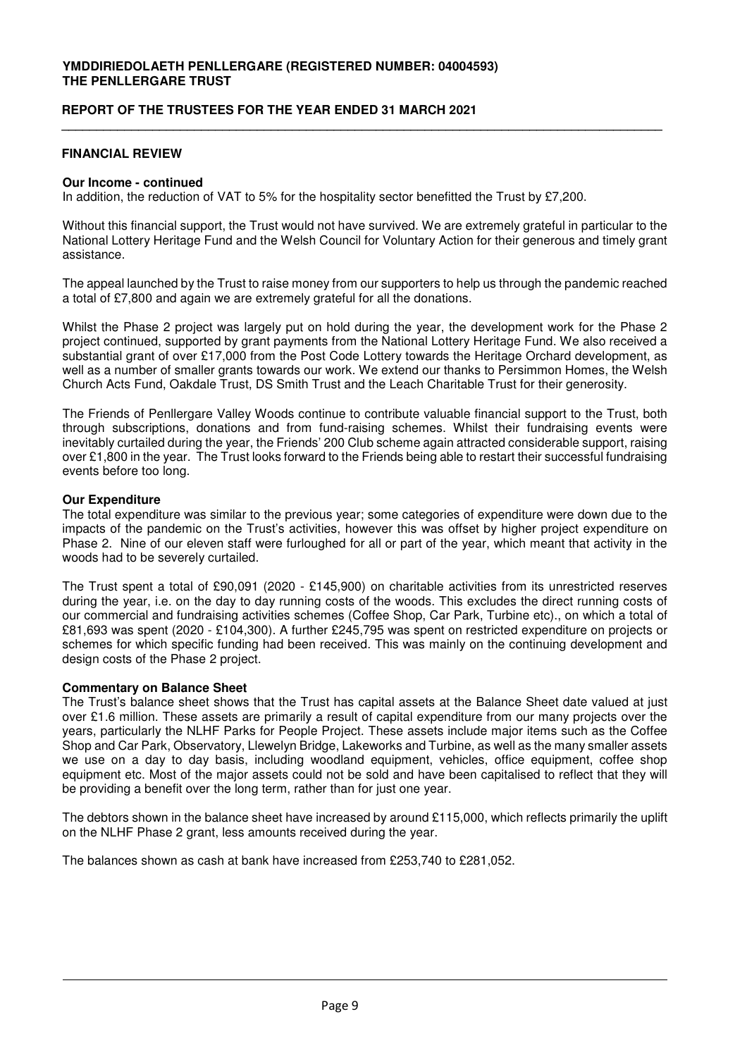## FINANCIAL REVIEW

### Our Income - continued

In addition, the reduction of VAT to 5% for the hospitality sector benefitted the Trust by £7,200.

Without this financial support, the Trust would not have survived. We are extremely grateful in particular to the National Lottery Heritage Fund and the Welsh Council for Voluntary Action for their generous and timely grant assistance.

The appeal launched by the Trust to raise money from our supporters to help us through the pandemic reached a total of £7,800 and again we are extremely grateful for all the donations.

Whilst the Phase 2 project was largely put on hold during the year, the development work for the Phase 2 project continued, supported by grant payments from the National Lottery Heritage Fund. We also received a substantial grant of over £17,000 from the Post Code Lottery towards the Heritage Orchard development, as well as a number of smaller grants towards our work. We extend our thanks to Persimmon Homes, the Welsh Church Acts Fund, Oakdale Trust, DS Smith Trust and the Leach Charitable Trust for their generosity.

The Friends of Penllergare Valley Woods continue to contribute valuable financial support to the Trust, both through subscriptions, donations and from fund-raising schemes. Whilst their fundraising events were inevitably curtailed during the year, the Friends' 200 Club scheme again attracted considerable support, raising over £1,800 in the year. The Trust looks forward to the Friends being able to restart their successful fundraising events before too long.

### Our Expenditure

The total expenditure was similar to the previous year; some categories of expenditure were down due to the impacts of the pandemic on the Trust's activities, however this was offset by higher project expenditure on Phase 2. Nine of our eleven staff were furloughed for all or part of the year, which meant that activity in the woods had to be severely curtailed.

The Trust spent a total of £90,091 (2020 - £145,900) on charitable activities from its unrestricted reserves during the year, i.e. on the day to day running costs of the woods. This excludes the direct running costs of our commercial and fundraising activities schemes (Coffee Shop, Car Park, Turbine etc)., on which a total of £81,693 was spent (2020 - £104,300). A further £245,795 was spent on restricted expenditure on projects or schemes for which specific funding had been received. This was mainly on the continuing development and design costs of the Phase 2 project.

### Commentary on Balance Sheet

The Trust's balance sheet shows that the Trust has capital assets at the Balance Sheet date valued at just over £1.6 million. These assets are primarily a result of capital expenditure from our many projects over the years, particularly the NLHF Parks for People Project. These assets include major items such as the Coffee Shop and Car Park, Observatory, Llewelyn Bridge, Lakeworks and Turbine, as well as the many smaller assets we use on a day to day basis, including woodland equipment, vehicles, office equipment, coffee shop equipment etc. Most of the major assets could not be sold and have been capitalised to reflect that they will be providing a benefit over the long term, rather than for just one year.

The debtors shown in the balance sheet have increased by around £115,000, which reflects primarily the uplift on the NLHF Phase 2 grant, less amounts received during the year.

The balances shown as cash at bank have increased from £253,740 to £281,052.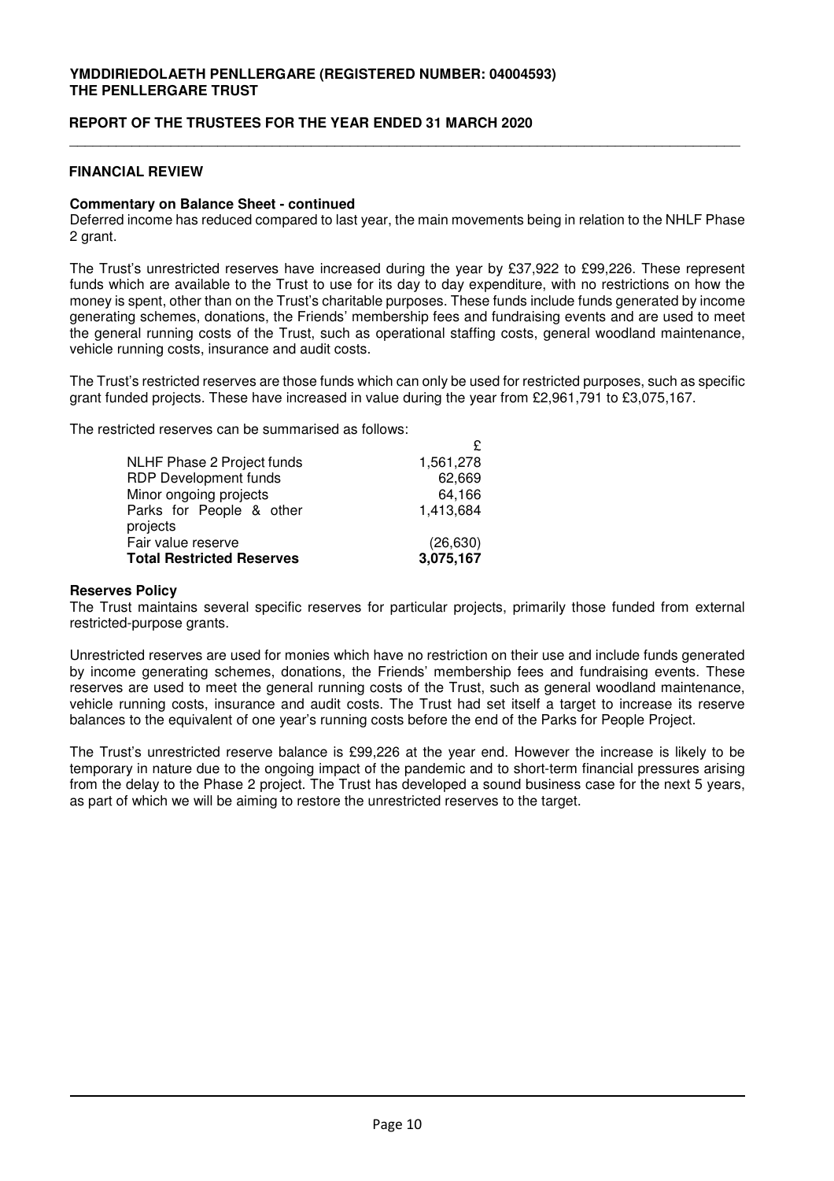## FINANCIAL REVIEW

### Commentary on Balance Sheet - continued

Deferred income has reduced compared to last year, the main movements being in relation to the NHLF Phase 2 grant.

The Trust's unrestricted reserves have increased during the year by £37,922 to £99,226. These represent funds which are available to the Trust to use for its day to day expenditure, with no restrictions on how the money is spent, other than on the Trust's charitable purposes. These funds include funds generated by income generating schemes, donations, the Friends' membership fees and fundraising events and are used to meet the general running costs of the Trust, such as operational staffing costs, general woodland maintenance, vehicle running costs, insurance and audit costs.

The Trust's restricted reserves are those funds which can only be used for restricted purposes, such as specific grant funded projects. These have increased in value during the year from £2,961,791 to £3,075,167.

The restricted reserves can be summarised as follows:

| | £ |
|---|---|
| NLHF Phase 2 Project funds | 1,561,278 |
| RDP Development funds | 62,669 |
| Minor ongoing projects | 64,166 |
| Parks for People & other projects | 1,413,684 |
| Fair value reserve | (26,630) |
| **Total Restricted Reserves** | **3,075,167** |

### Reserves Policy

The Trust maintains several specific reserves for particular projects, primarily those funded from external restricted-purpose grants.

Unrestricted reserves are used for monies which have no restriction on their use and include funds generated by income generating schemes, donations, the Friends' membership fees and fundraising events. These reserves are used to meet the general running costs of the Trust, such as general woodland maintenance, vehicle running costs, insurance and audit costs. The Trust had set itself a target to increase its reserve balances to the equivalent of one year's running costs before the end of the Parks for People Project.

The Trust's unrestricted reserve balance is £99,226 at the year end. However the increase is likely to be temporary in nature due to the ongoing impact of the pandemic and to short-term financial pressures arising from the delay to the Phase 2 project. The Trust has developed a sound business case for the next 5 years, as part of which we will be aiming to restore the unrestricted reserves to the target.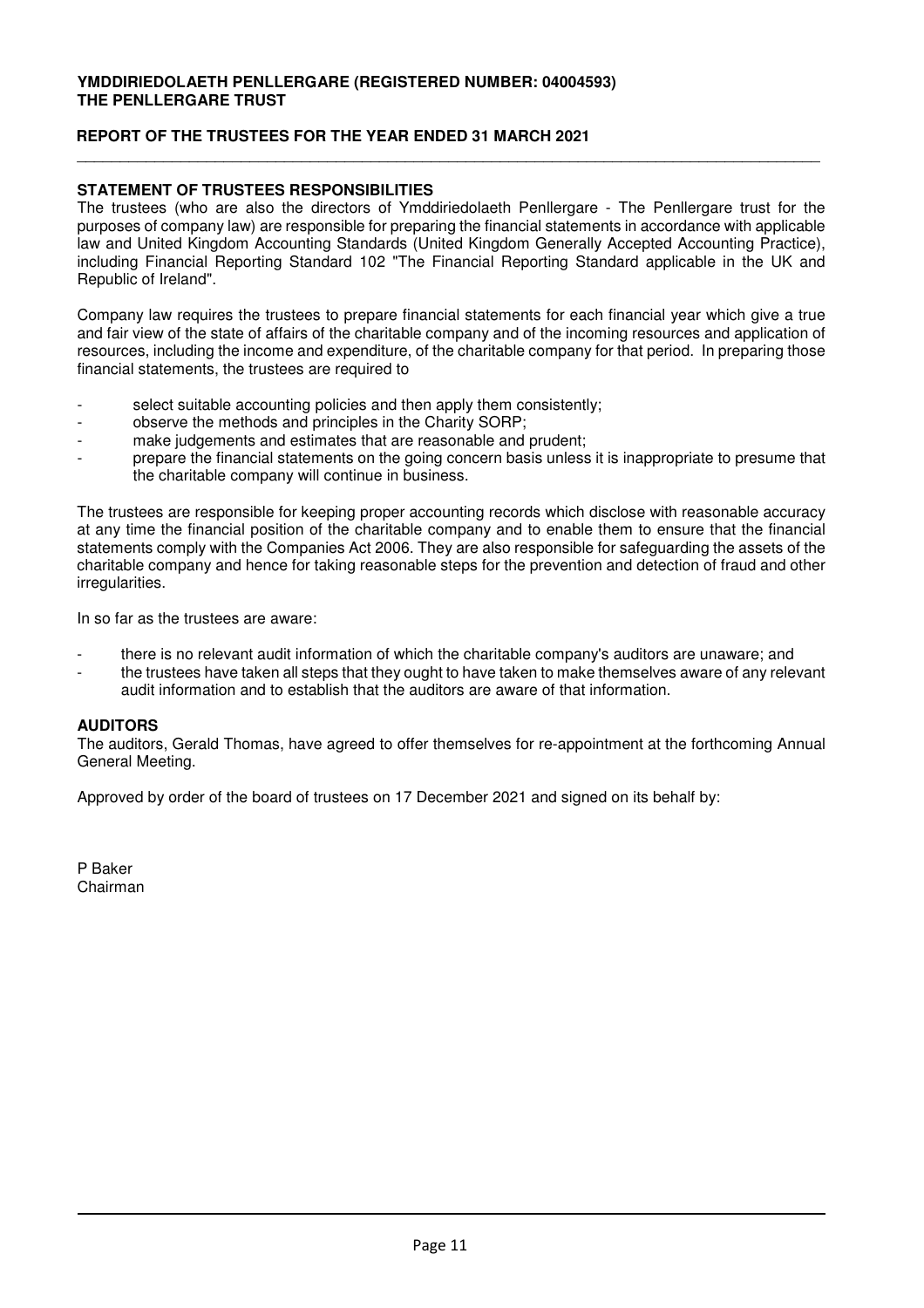**YMDDIRIEDOLAETH PENLLERGARE (REGISTERED NUMBER: 04004593)**
**THE PENLLERGARE TRUST**

**REPORT OF THE TRUSTEES FOR THE YEAR ENDED 31 MARCH 2021**

## STATEMENT OF TRUSTEES RESPONSIBILITIES

The trustees (who are also the directors of Ymddiriedolaeth Penllergare - The Penllergare trust for the purposes of company law) are responsible for preparing the financial statements in accordance with applicable law and United Kingdom Accounting Standards (United Kingdom Generally Accepted Accounting Practice), including Financial Reporting Standard 102 "The Financial Reporting Standard applicable in the UK and Republic of Ireland".

Company law requires the trustees to prepare financial statements for each financial year which give a true and fair view of the state of affairs of the charitable company and of the incoming resources and application of resources, including the income and expenditure, of the charitable company for that period. In preparing those financial statements, the trustees are required to

- select suitable accounting policies and then apply them consistently;
- observe the methods and principles in the Charity SORP;
- make judgements and estimates that are reasonable and prudent;
- prepare the financial statements on the going concern basis unless it is inappropriate to presume that the charitable company will continue in business.

The trustees are responsible for keeping proper accounting records which disclose with reasonable accuracy at any time the financial position of the charitable company and to enable them to ensure that the financial statements comply with the Companies Act 2006. They are also responsible for safeguarding the assets of the charitable company and hence for taking reasonable steps for the prevention and detection of fraud and other irregularities.

In so far as the trustees are aware:

- there is no relevant audit information of which the charitable company's auditors are unaware; and
- the trustees have taken all steps that they ought to have taken to make themselves aware of any relevant audit information and to establish that the auditors are aware of that information.

## AUDITORS

The auditors, Gerald Thomas, have agreed to offer themselves for re-appointment at the forthcoming Annual General Meeting.

Approved by order of the board of trustees on 17 December 2021 and signed on its behalf by:

P Baker
Chairman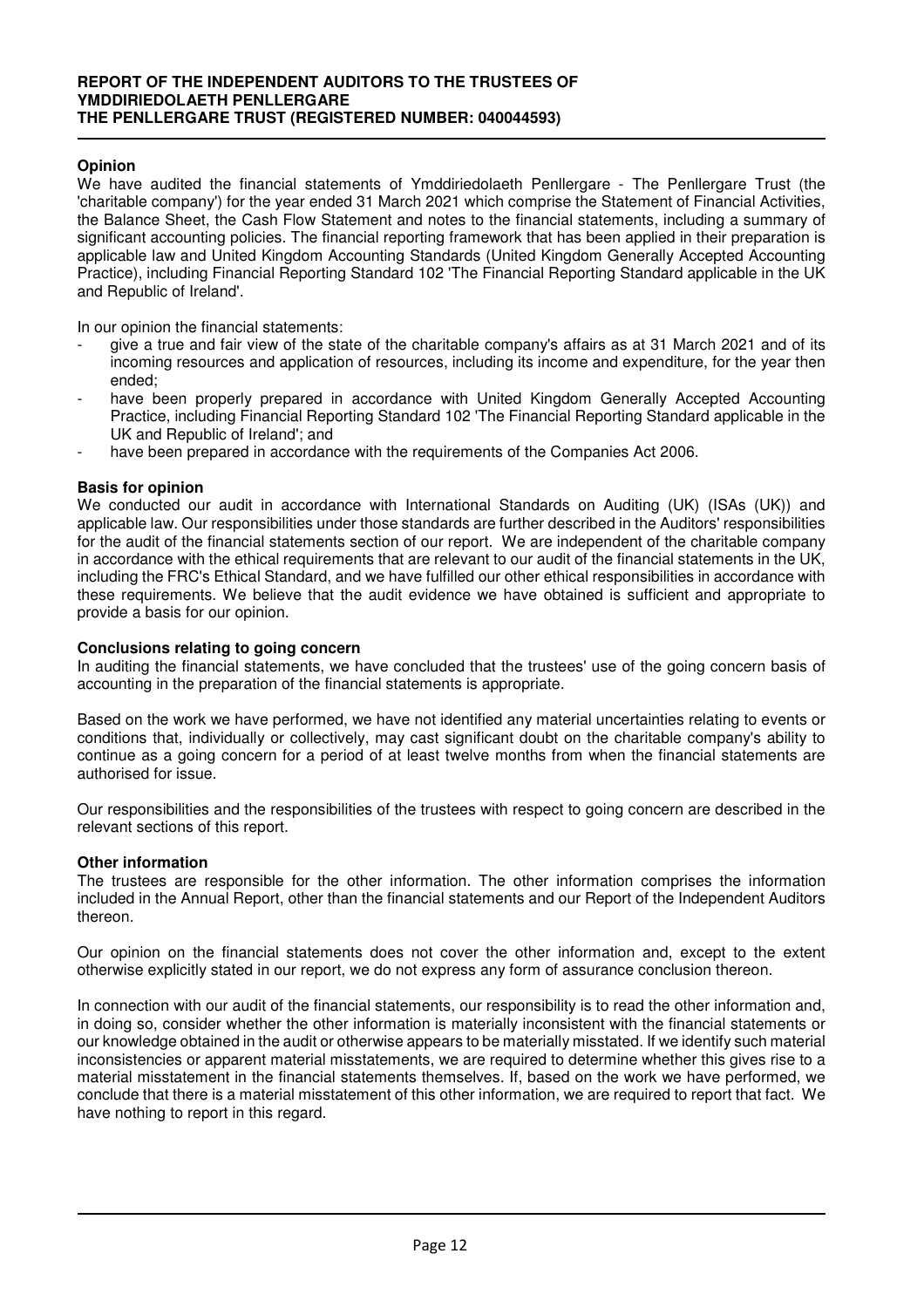**REPORT OF THE INDEPENDENT AUDITORS TO THE TRUSTEES OF YMDDIRIEDOLAETH PENLLERGARE THE PENLLERGARE TRUST (REGISTERED NUMBER: 040044593)**

**Opinion**

We have audited the financial statements of Ymddiriedolaeth Penllergare - The Penllergare Trust (the 'charitable company') for the year ended 31 March 2021 which comprise the Statement of Financial Activities, the Balance Sheet, the Cash Flow Statement and notes to the financial statements, including a summary of significant accounting policies. The financial reporting framework that has been applied in their preparation is applicable law and United Kingdom Accounting Standards (United Kingdom Generally Accepted Accounting Practice), including Financial Reporting Standard 102 'The Financial Reporting Standard applicable in the UK and Republic of Ireland'.

In our opinion the financial statements:

- give a true and fair view of the state of the charitable company's affairs as at 31 March 2021 and of its incoming resources and application of resources, including its income and expenditure, for the year then ended;
- have been properly prepared in accordance with United Kingdom Generally Accepted Accounting Practice, including Financial Reporting Standard 102 'The Financial Reporting Standard applicable in the UK and Republic of Ireland'; and
- have been prepared in accordance with the requirements of the Companies Act 2006.

**Basis for opinion**

We conducted our audit in accordance with International Standards on Auditing (UK) (ISAs (UK)) and applicable law. Our responsibilities under those standards are further described in the Auditors' responsibilities for the audit of the financial statements section of our report. We are independent of the charitable company in accordance with the ethical requirements that are relevant to our audit of the financial statements in the UK, including the FRC's Ethical Standard, and we have fulfilled our other ethical responsibilities in accordance with these requirements. We believe that the audit evidence we have obtained is sufficient and appropriate to provide a basis for our opinion.

**Conclusions relating to going concern**

In auditing the financial statements, we have concluded that the trustees' use of the going concern basis of accounting in the preparation of the financial statements is appropriate.

Based on the work we have performed, we have not identified any material uncertainties relating to events or conditions that, individually or collectively, may cast significant doubt on the charitable company's ability to continue as a going concern for a period of at least twelve months from when the financial statements are authorised for issue.

Our responsibilities and the responsibilities of the trustees with respect to going concern are described in the relevant sections of this report.

**Other information**

The trustees are responsible for the other information. The other information comprises the information included in the Annual Report, other than the financial statements and our Report of the Independent Auditors thereon.

Our opinion on the financial statements does not cover the other information and, except to the extent otherwise explicitly stated in our report, we do not express any form of assurance conclusion thereon.

In connection with our audit of the financial statements, our responsibility is to read the other information and, in doing so, consider whether the other information is materially inconsistent with the financial statements or our knowledge obtained in the audit or otherwise appears to be materially misstated. If we identify such material inconsistencies or apparent material misstatements, we are required to determine whether this gives rise to a material misstatement in the financial statements themselves. If, based on the work we have performed, we conclude that there is a material misstatement of this other information, we are required to report that fact. We have nothing to report in this regard.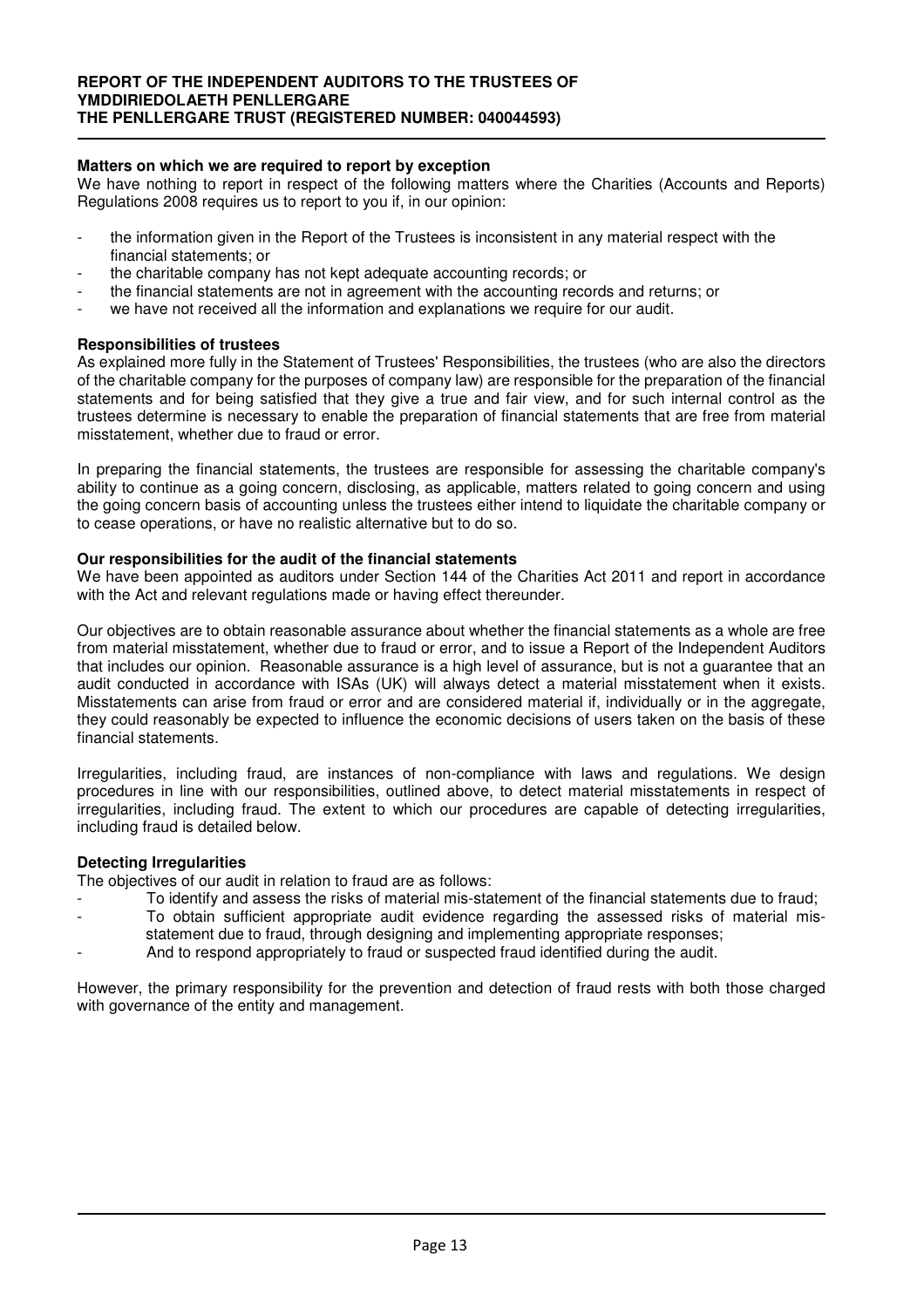**Matters on which we are required to report by exception**

We have nothing to report in respect of the following matters where the Charities (Accounts and Reports) Regulations 2008 requires us to report to you if, in our opinion:

- the information given in the Report of the Trustees is inconsistent in any material respect with the financial statements; or
- the charitable company has not kept adequate accounting records; or
- the financial statements are not in agreement with the accounting records and returns; or
- we have not received all the information and explanations we require for our audit.

**Responsibilities of trustees**

As explained more fully in the Statement of Trustees' Responsibilities, the trustees (who are also the directors of the charitable company for the purposes of company law) are responsible for the preparation of the financial statements and for being satisfied that they give a true and fair view, and for such internal control as the trustees determine is necessary to enable the preparation of financial statements that are free from material misstatement, whether due to fraud or error.

In preparing the financial statements, the trustees are responsible for assessing the charitable company's ability to continue as a going concern, disclosing, as applicable, matters related to going concern and using the going concern basis of accounting unless the trustees either intend to liquidate the charitable company or to cease operations, or have no realistic alternative but to do so.

**Our responsibilities for the audit of the financial statements**

We have been appointed as auditors under Section 144 of the Charities Act 2011 and report in accordance with the Act and relevant regulations made or having effect thereunder.

Our objectives are to obtain reasonable assurance about whether the financial statements as a whole are free from material misstatement, whether due to fraud or error, and to issue a Report of the Independent Auditors that includes our opinion. Reasonable assurance is a high level of assurance, but is not a guarantee that an audit conducted in accordance with ISAs (UK) will always detect a material misstatement when it exists. Misstatements can arise from fraud or error and are considered material if, individually or in the aggregate, they could reasonably be expected to influence the economic decisions of users taken on the basis of these financial statements.

Irregularities, including fraud, are instances of non-compliance with laws and regulations. We design procedures in line with our responsibilities, outlined above, to detect material misstatements in respect of irregularities, including fraud. The extent to which our procedures are capable of detecting irregularities, including fraud is detailed below.

**Detecting Irregularities**

The objectives of our audit in relation to fraud are as follows:

- To identify and assess the risks of material mis-statement of the financial statements due to fraud;
- To obtain sufficient appropriate audit evidence regarding the assessed risks of material mis-statement due to fraud, through designing and implementing appropriate responses;
- And to respond appropriately to fraud or suspected fraud identified during the audit.

However, the primary responsibility for the prevention and detection of fraud rests with both those charged with governance of the entity and management.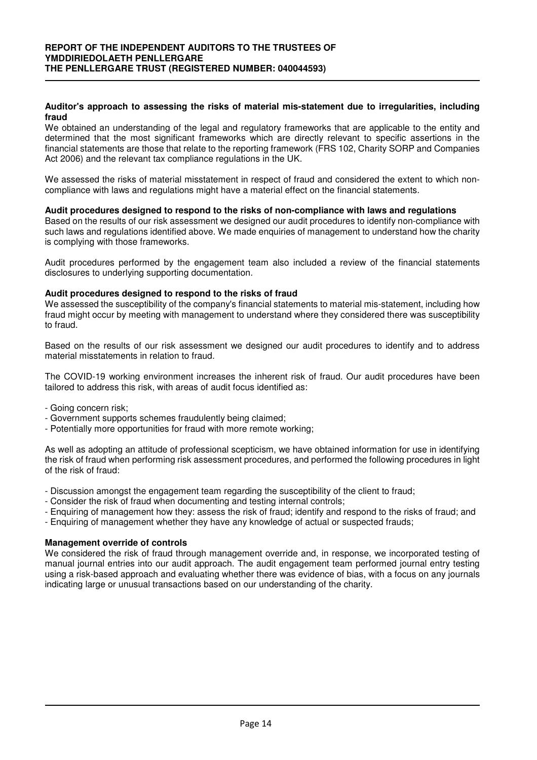**Auditor's approach to assessing the risks of material mis-statement due to irregularities, including fraud**

We obtained an understanding of the legal and regulatory frameworks that are applicable to the entity and determined that the most significant frameworks which are directly relevant to specific assertions in the financial statements are those that relate to the reporting framework (FRS 102, Charity SORP and Companies Act 2006) and the relevant tax compliance regulations in the UK.

We assessed the risks of material misstatement in respect of fraud and considered the extent to which non-compliance with laws and regulations might have a material effect on the financial statements.

**Audit procedures designed to respond to the risks of non-compliance with laws and regulations**

Based on the results of our risk assessment we designed our audit procedures to identify non-compliance with such laws and regulations identified above. We made enquiries of management to understand how the charity is complying with those frameworks.

Audit procedures performed by the engagement team also included a review of the financial statements disclosures to underlying supporting documentation.

**Audit procedures designed to respond to the risks of fraud**

We assessed the susceptibility of the company's financial statements to material mis-statement, including how fraud might occur by meeting with management to understand where they considered there was susceptibility to fraud.

Based on the results of our risk assessment we designed our audit procedures to identify and to address material misstatements in relation to fraud.

The COVID-19 working environment increases the inherent risk of fraud. Our audit procedures have been tailored to address this risk, with areas of audit focus identified as:

- Going concern risk;
- Government supports schemes fraudulently being claimed;
- Potentially more opportunities for fraud with more remote working;

As well as adopting an attitude of professional scepticism, we have obtained information for use in identifying the risk of fraud when performing risk assessment procedures, and performed the following procedures in light of the risk of fraud:

- Discussion amongst the engagement team regarding the susceptibility of the client to fraud;
- Consider the risk of fraud when documenting and testing internal controls;
- Enquiring of management how they: assess the risk of fraud; identify and respond to the risks of fraud; and
- Enquiring of management whether they have any knowledge of actual or suspected frauds;

**Management override of controls**

We considered the risk of fraud through management override and, in response, we incorporated testing of manual journal entries into our audit approach. The audit engagement team performed journal entry testing using a risk-based approach and evaluating whether there was evidence of bias, with a focus on any journals indicating large or unusual transactions based on our understanding of the charity.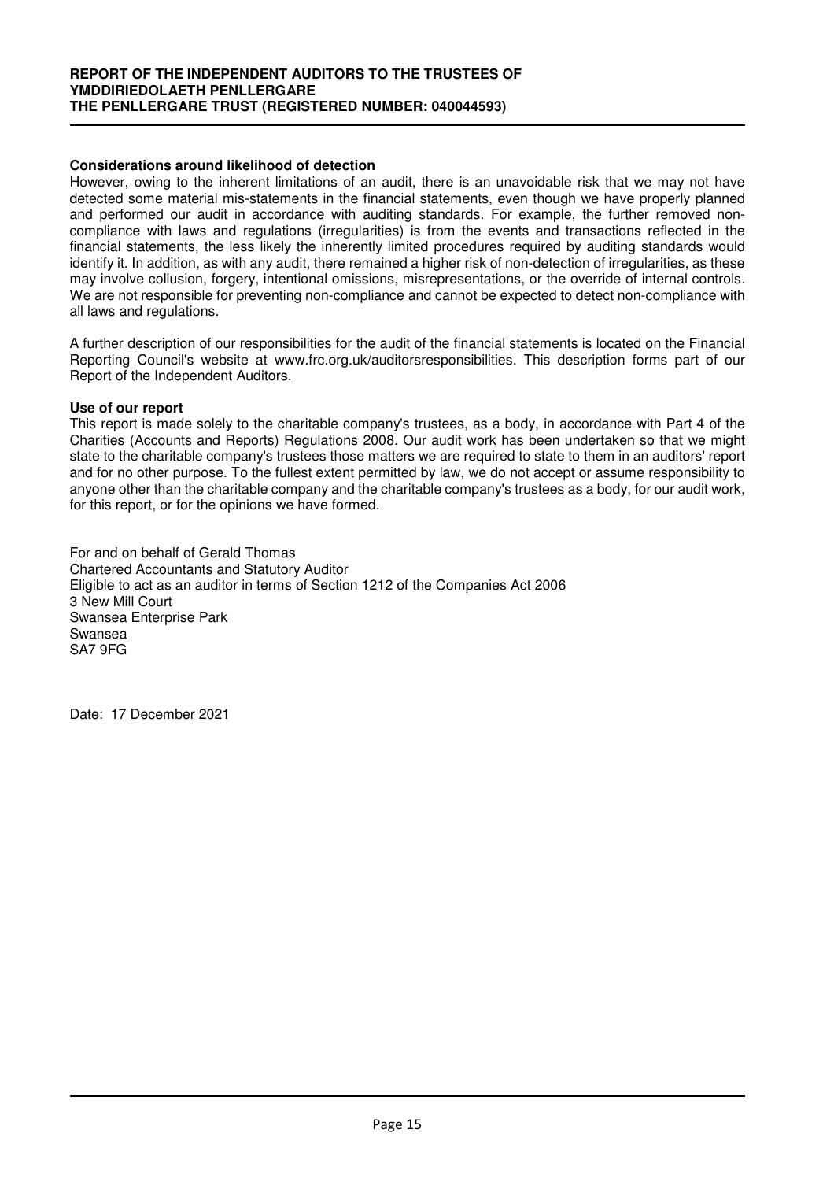**Considerations around likelihood of detection**

However, owing to the inherent limitations of an audit, there is an unavoidable risk that we may not have detected some material mis-statements in the financial statements, even though we have properly planned and performed our audit in accordance with auditing standards. For example, the further removed non-compliance with laws and regulations (irregularities) is from the events and transactions reflected in the financial statements, the less likely the inherently limited procedures required by auditing standards would identify it. In addition, as with any audit, there remained a higher risk of non-detection of irregularities, as these may involve collusion, forgery, intentional omissions, misrepresentations, or the override of internal controls. We are not responsible for preventing non-compliance and cannot be expected to detect non-compliance with all laws and regulations.

A further description of our responsibilities for the audit of the financial statements is located on the Financial Reporting Council's website at www.frc.org.uk/auditorsresponsibilities. This description forms part of our Report of the Independent Auditors.

**Use of our report**

This report is made solely to the charitable company's trustees, as a body, in accordance with Part 4 of the Charities (Accounts and Reports) Regulations 2008. Our audit work has been undertaken so that we might state to the charitable company's trustees those matters we are required to state to them in an auditors' report and for no other purpose. To the fullest extent permitted by law, we do not accept or assume responsibility to anyone other than the charitable company and the charitable company's trustees as a body, for our audit work, for this report, or for the opinions we have formed.

For and on behalf of Gerald Thomas
Chartered Accountants and Statutory Auditor
Eligible to act as an auditor in terms of Section 1212 of the Companies Act 2006
3 New Mill Court
Swansea Enterprise Park
Swansea
SA7 9FG

Date: 17 December 2021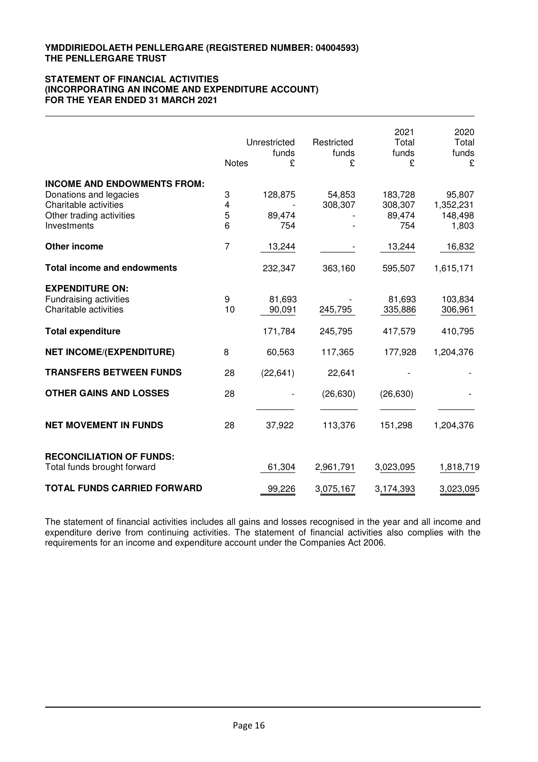**YMDDIRIEDOLAETH PENLLERGARE (REGISTERED NUMBER: 04004593)**
**THE PENLLERGARE TRUST**

**STATEMENT OF FINANCIAL ACTIVITIES**
**(INCORPORATING AN INCOME AND EXPENDITURE ACCOUNT)**
**FOR THE YEAR ENDED 31 MARCH 2021**

| | Notes | Unrestricted funds £ | Restricted funds £ | 2021 Total funds £ | 2020 Total funds £ |
|---|---|---|---|---|---|
| **INCOME AND ENDOWMENTS FROM:** | | | | | |
| Donations and legacies | 3 | 128,875 | 54,853 | 183,728 | 95,807 |
| Charitable activities | 4 | - | 308,307 | 308,307 | 1,352,231 |
| Other trading activities | 5 | 89,474 | - | 89,474 | 148,498 |
| Investments | 6 | 754 | - | 754 | 1,803 |
| **Other income** | 7 | 13,244 | - | 13,244 | 16,832 |
| **Total income and endowments** | | 232,347 | 363,160 | 595,507 | 1,615,171 |
| **EXPENDITURE ON:** | | | | | |
| Fundraising activities | 9 | 81,693 | - | 81,693 | 103,834 |
| Charitable activities | 10 | 90,091 | 245,795 | 335,886 | 306,961 |
| **Total expenditure** | | 171,784 | 245,795 | 417,579 | 410,795 |
| **NET INCOME/(EXPENDITURE)** | 8 | 60,563 | 117,365 | 177,928 | 1,204,376 |
| **TRANSFERS BETWEEN FUNDS** | 28 | (22,641) | 22,641 | - | - |
| **OTHER GAINS AND LOSSES** | 28 | - | (26,630) | (26,630) | - |
| **NET MOVEMENT IN FUNDS** | 28 | 37,922 | 113,376 | 151,298 | 1,204,376 |
| **RECONCILIATION OF FUNDS:** | | | | | |
| Total funds brought forward | | 61,304 | 2,961,791 | 3,023,095 | 1,818,719 |
| **TOTAL FUNDS CARRIED FORWARD** | | 99,226 | 3,075,167 | 3,174,393 | 3,023,095 |

The statement of financial activities includes all gains and losses recognised in the year and all income and expenditure derive from continuing activities. The statement of financial activities also complies with the requirements for an income and expenditure account under the Companies Act 2006.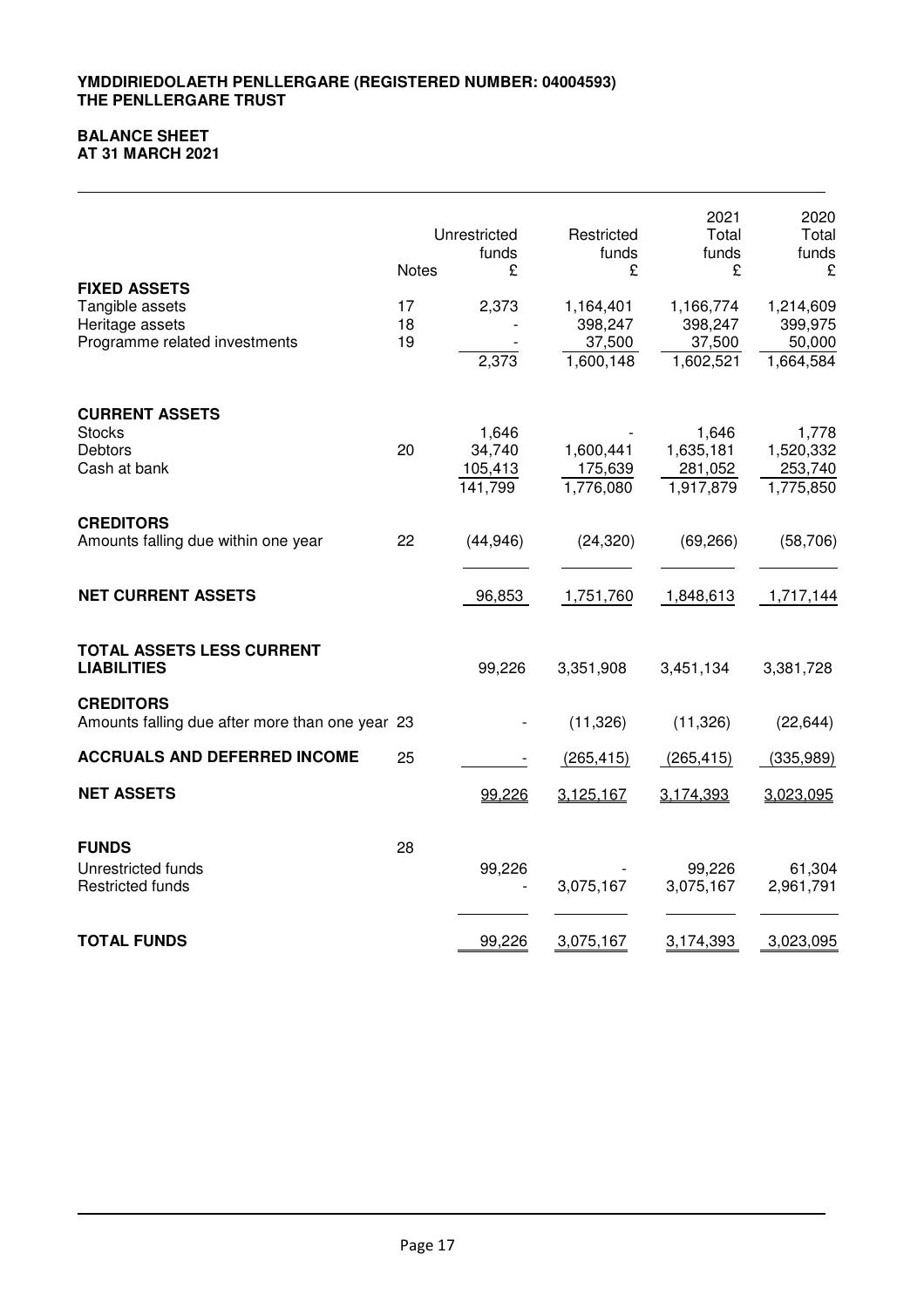**YMDDIRIEDOLAETH PENLLERGARE (REGISTERED NUMBER: 04004593)**
**THE PENLLERGARE TRUST**

## BALANCE SHEET
## AT 31 MARCH 2021

| | Notes | Unrestricted funds £ | Restricted funds £ | 2021 Total funds £ | 2020 Total funds £ |
|---|---|---|---|---|---|
| **FIXED ASSETS** | | | | | |
| Tangible assets | 17 | 2,373 | 1,164,401 | 1,166,774 | 1,214,609 |
| Heritage assets | 18 | - | 398,247 | 398,247 | 399,975 |
| Programme related investments | 19 | - | 37,500 | 37,500 | 50,000 |
| | | 2,373 | 1,600,148 | 1,602,521 | 1,664,584 |
| **CURRENT ASSETS** | | | | | |
| Stocks | | 1,646 | - | 1,646 | 1,778 |
| Debtors | 20 | 34,740 | 1,600,441 | 1,635,181 | 1,520,332 |
| Cash at bank | | 105,413 | 175,639 | 281,052 | 253,740 |
| | | 141,799 | 1,776,080 | 1,917,879 | 1,775,850 |
| **CREDITORS** | | | | | |
| Amounts falling due within one year | 22 | (44,946) | (24,320) | (69,266) | (58,706) |
| **NET CURRENT ASSETS** | | 96,853 | 1,751,760 | 1,848,613 | 1,717,144 |
| **TOTAL ASSETS LESS CURRENT LIABILITIES** | | 99,226 | 3,351,908 | 3,451,134 | 3,381,728 |
| **CREDITORS** | | | | | |
| Amounts falling due after more than one year | 23 | - | (11,326) | (11,326) | (22,644) |
| **ACCRUALS AND DEFERRED INCOME** | 25 | - | (265,415) | (265,415) | (335,989) |
| **NET ASSETS** | | 99,226 | 3,125,167 | 3,174,393 | 3,023,095 |
| **FUNDS** | 28 | | | | |
| Unrestricted funds | | 99,226 | - | 99,226 | 61,304 |
| Restricted funds | | - | 3,075,167 | 3,075,167 | 2,961,791 |
| **TOTAL FUNDS** | | 99,226 | 3,075,167 | 3,174,393 | 3,023,095 |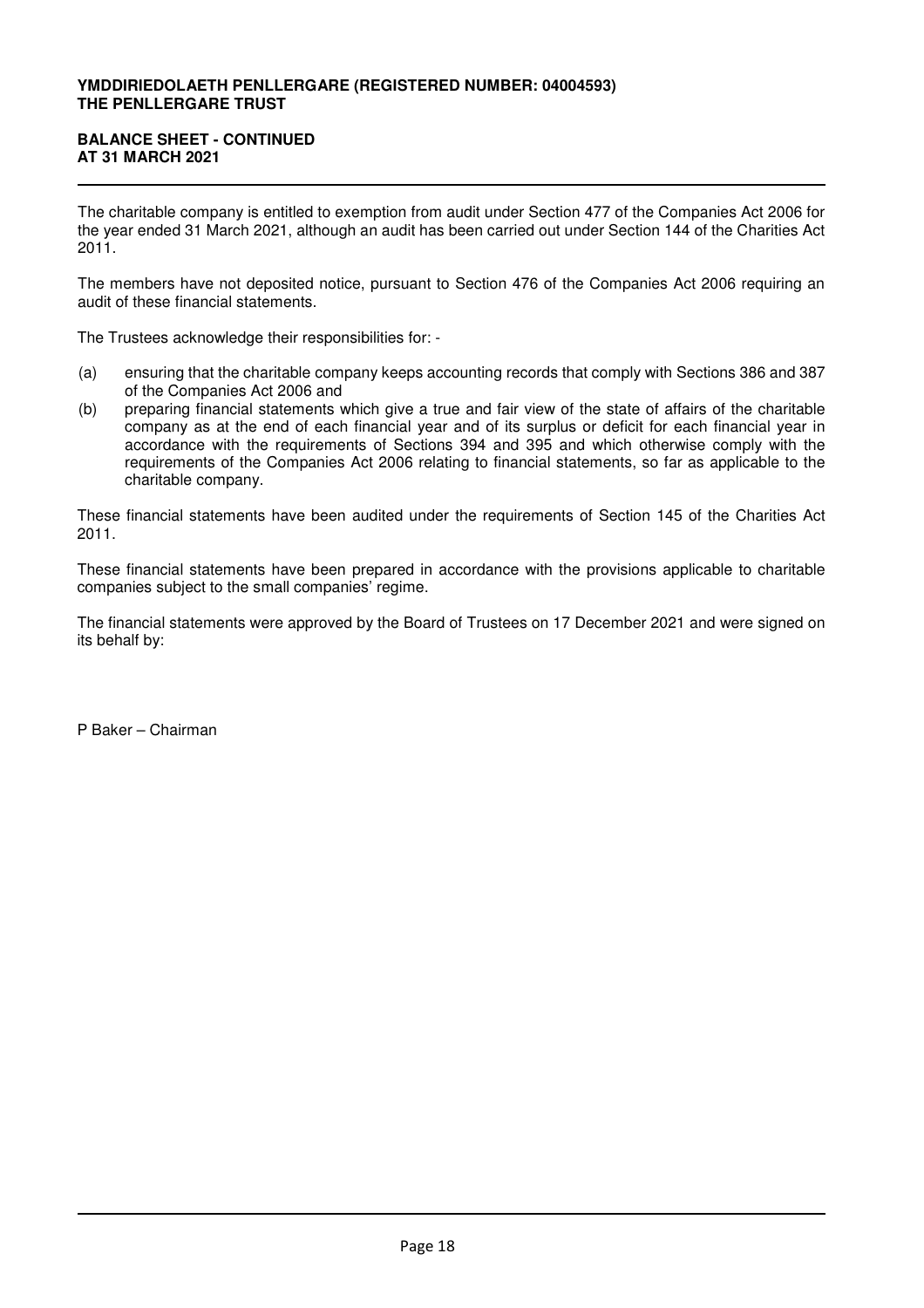**YMDDIRIEDOLAETH PENLLERGARE (REGISTERED NUMBER: 04004593)**
**THE PENLLERGARE TRUST**

**BALANCE SHEET - CONTINUED**
**AT 31 MARCH 2021**

The charitable company is entitled to exemption from audit under Section 477 of the Companies Act 2006 for the year ended 31 March 2021, although an audit has been carried out under Section 144 of the Charities Act 2011.

The members have not deposited notice, pursuant to Section 476 of the Companies Act 2006 requiring an audit of these financial statements.

The Trustees acknowledge their responsibilities for: -

(a) ensuring that the charitable company keeps accounting records that comply with Sections 386 and 387 of the Companies Act 2006 and

(b) preparing financial statements which give a true and fair view of the state of affairs of the charitable company as at the end of each financial year and of its surplus or deficit for each financial year in accordance with the requirements of Sections 394 and 395 and which otherwise comply with the requirements of the Companies Act 2006 relating to financial statements, so far as applicable to the charitable company.

These financial statements have been audited under the requirements of Section 145 of the Charities Act 2011.

These financial statements have been prepared in accordance with the provisions applicable to charitable companies subject to the small companies' regime.

The financial statements were approved by the Board of Trustees on 17 December 2021 and were signed on its behalf by:

P Baker – Chairman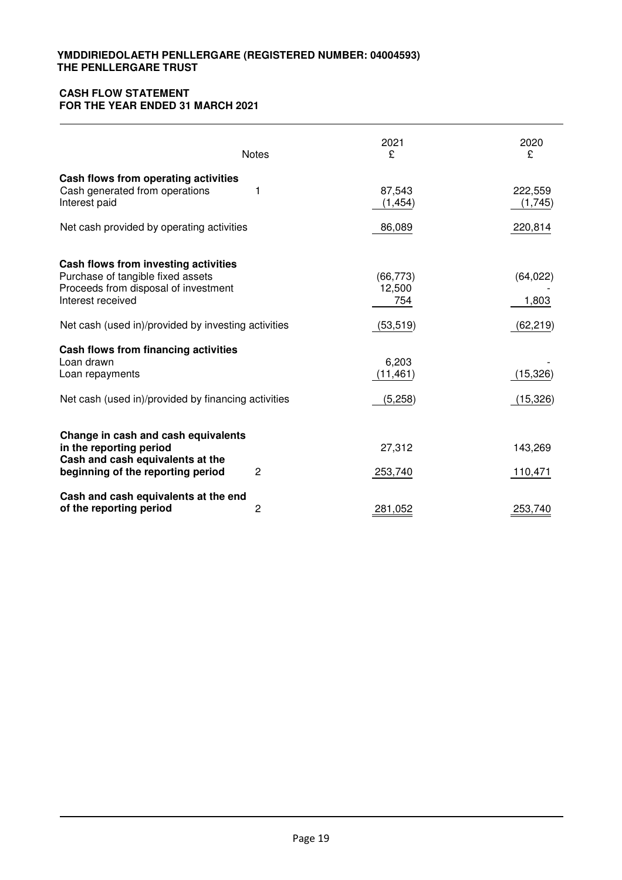**YMDDIRIEDOLAETH PENLLERGARE (REGISTERED NUMBER: 04004593)**
**THE PENLLERGARE TRUST**

**CASH FLOW STATEMENT**
**FOR THE YEAR ENDED 31 MARCH 2021**

| | Notes | 2021 £ | 2020 £ |
|---|---|---|---|
| **Cash flows from operating activities** | | | |
| Cash generated from operations | 1 | 87,543 | 222,559 |
| Interest paid | | (1,454) | (1,745) |
| Net cash provided by operating activities | | 86,089 | 220,814 |
| **Cash flows from investing activities** | | | |
| Purchase of tangible fixed assets | | (66,773) | (64,022) |
| Proceeds from disposal of investment | | 12,500 | - |
| Interest received | | 754 | 1,803 |
| Net cash (used in)/provided by investing activities | | (53,519) | (62,219) |
| **Cash flows from financing activities** | | | |
| Loan drawn | | 6,203 | - |
| Loan repayments | | (11,461) | (15,326) |
| Net cash (used in)/provided by financing activities | | (5,258) | (15,326) |
| **Change in cash and cash equivalents in the reporting period** | | 27,312 | 143,269 |
| **Cash and cash equivalents at the beginning of the reporting period** | 2 | 253,740 | 110,471 |
| **Cash and cash equivalents at the end of the reporting period** | 2 | 281,052 | 253,740 |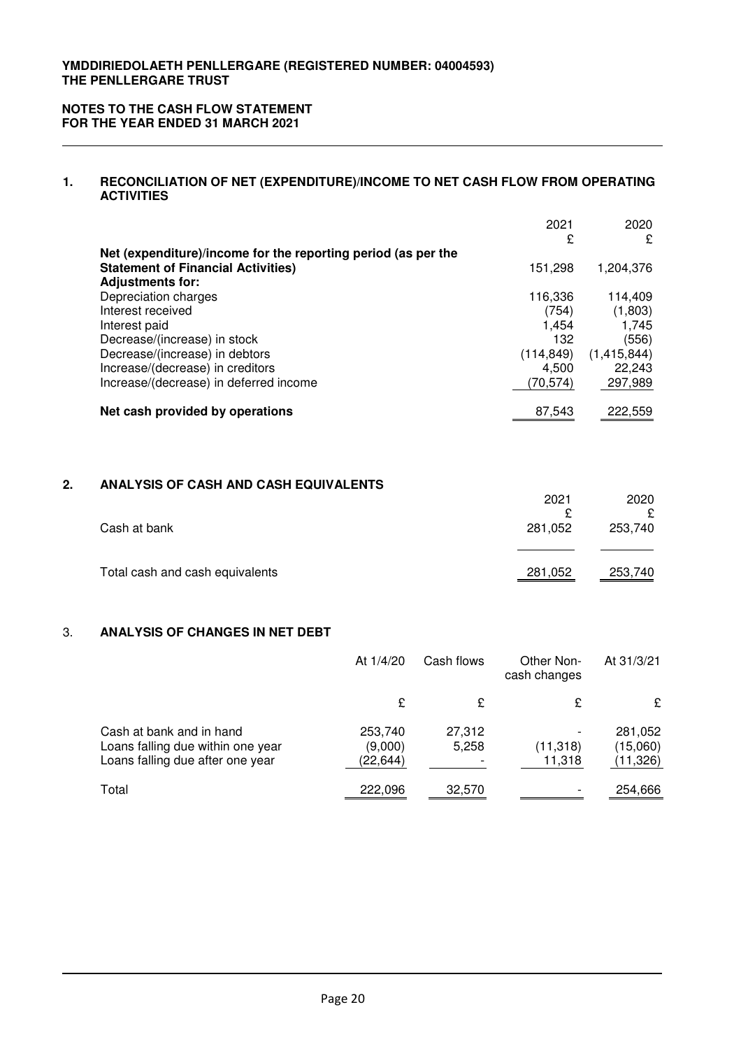**YMDDIRIEDOLAETH PENLLERGARE (REGISTERED NUMBER: 04004593)**
**THE PENLLERGARE TRUST**

**NOTES TO THE CASH FLOW STATEMENT**
**FOR THE YEAR ENDED 31 MARCH 2021**

## 1. RECONCILIATION OF NET (EXPENDITURE)/INCOME TO NET CASH FLOW FROM OPERATING ACTIVITIES

| | 2021 | 2020 |
|---|---|---|
| | £ | £ |
| **Net (expenditure)/income for the reporting period (as per the Statement of Financial Activities)** | 151,298 | 1,204,376 |
| **Adjustments for:** | | |
| Depreciation charges | 116,336 | 114,409 |
| Interest received | (754) | (1,803) |
| Interest paid | 1,454 | 1,745 |
| Decrease/(increase) in stock | 132 | (556) |
| Decrease/(increase) in debtors | (114,849) | (1,415,844) |
| Increase/(decrease) in creditors | 4,500 | 22,243 |
| Increase/(decrease) in deferred income | (70,574) | 297,989 |
| **Net cash provided by operations** | 87,543 | 222,559 |

## 2. ANALYSIS OF CASH AND CASH EQUIVALENTS

| | 2021 | 2020 |
|---|---|---|
| | £ | £ |
| Cash at bank | 281,052 | 253,740 |
| Total cash and cash equivalents | 281,052 | 253,740 |

## 3. ANALYSIS OF CHANGES IN NET DEBT

| | At 1/4/20 | Cash flows | Other Non-cash changes | At 31/3/21 |
|---|---|---|---|---|
| | £ | £ | £ | £ |
| Cash at bank and in hand | 253,740 | 27,312 | - | 281,052 |
| Loans falling due within one year | (9,000) | 5,258 | (11,318) | (15,060) |
| Loans falling due after one year | (22,644) | - | 11,318 | (11,326) |
| Total | 222,096 | 32,570 | - | 254,666 |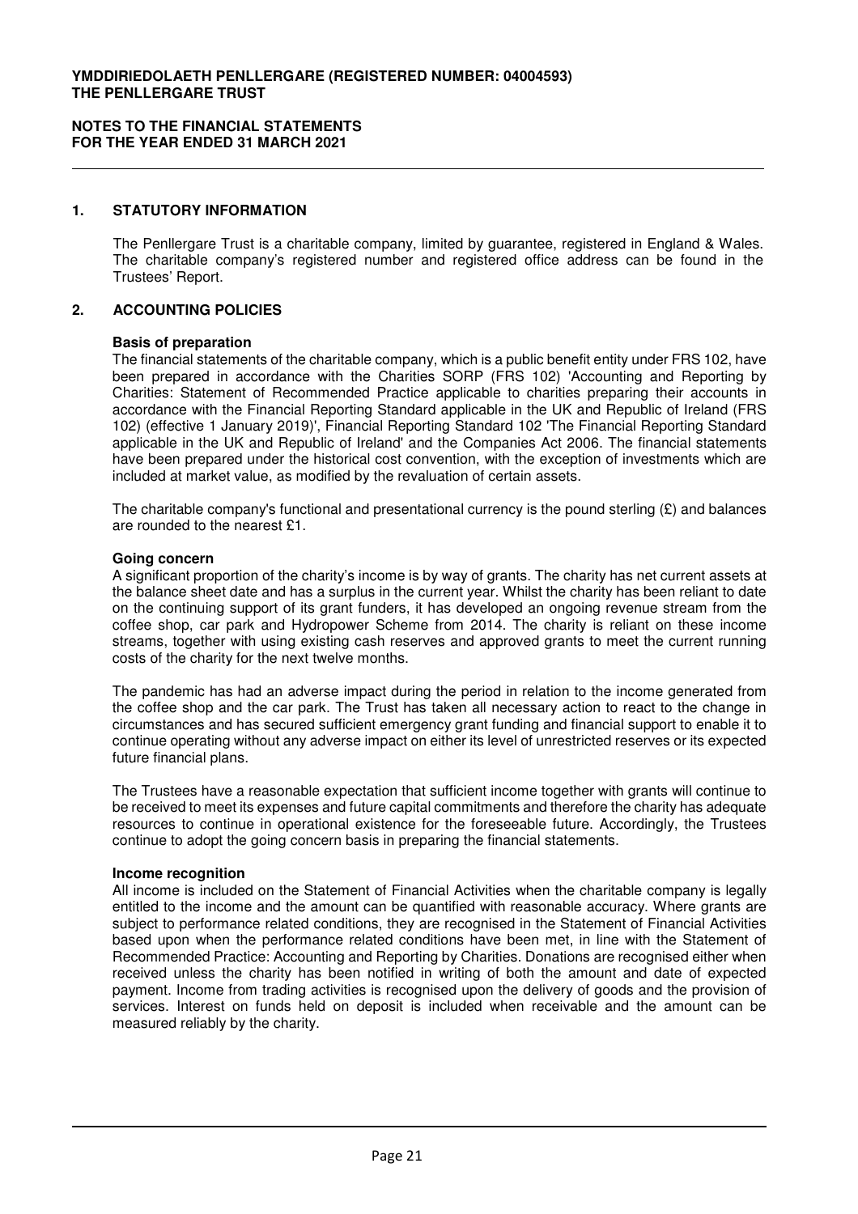**YMDDIRIEDOLAETH PENLLERGARE (REGISTERED NUMBER: 04004593)**
**THE PENLLERGARE TRUST**

**NOTES TO THE FINANCIAL STATEMENTS**
**FOR THE YEAR ENDED 31 MARCH 2021**

## 1. STATUTORY INFORMATION

The Penllergare Trust is a charitable company, limited by guarantee, registered in England & Wales. The charitable company's registered number and registered office address can be found in the Trustees' Report.

## 2. ACCOUNTING POLICIES

**Basis of preparation**

The financial statements of the charitable company, which is a public benefit entity under FRS 102, have been prepared in accordance with the Charities SORP (FRS 102) 'Accounting and Reporting by Charities: Statement of Recommended Practice applicable to charities preparing their accounts in accordance with the Financial Reporting Standard applicable in the UK and Republic of Ireland (FRS 102) (effective 1 January 2019)', Financial Reporting Standard 102 'The Financial Reporting Standard applicable in the UK and Republic of Ireland' and the Companies Act 2006. The financial statements have been prepared under the historical cost convention, with the exception of investments which are included at market value, as modified by the revaluation of certain assets.

The charitable company's functional and presentational currency is the pound sterling (£) and balances are rounded to the nearest £1.

**Going concern**

A significant proportion of the charity's income is by way of grants. The charity has net current assets at the balance sheet date and has a surplus in the current year. Whilst the charity has been reliant to date on the continuing support of its grant funders, it has developed an ongoing revenue stream from the coffee shop, car park and Hydropower Scheme from 2014. The charity is reliant on these income streams, together with using existing cash reserves and approved grants to meet the current running costs of the charity for the next twelve months.

The pandemic has had an adverse impact during the period in relation to the income generated from the coffee shop and the car park. The Trust has taken all necessary action to react to the change in circumstances and has secured sufficient emergency grant funding and financial support to enable it to continue operating without any adverse impact on either its level of unrestricted reserves or its expected future financial plans.

The Trustees have a reasonable expectation that sufficient income together with grants will continue to be received to meet its expenses and future capital commitments and therefore the charity has adequate resources to continue in operational existence for the foreseeable future. Accordingly, the Trustees continue to adopt the going concern basis in preparing the financial statements.

**Income recognition**

All income is included on the Statement of Financial Activities when the charitable company is legally entitled to the income and the amount can be quantified with reasonable accuracy. Where grants are subject to performance related conditions, they are recognised in the Statement of Financial Activities based upon when the performance related conditions have been met, in line with the Statement of Recommended Practice: Accounting and Reporting by Charities. Donations are recognised either when received unless the charity has been notified in writing of both the amount and date of expected payment. Income from trading activities is recognised upon the delivery of goods and the provision of services. Interest on funds held on deposit is included when receivable and the amount can be measured reliably by the charity.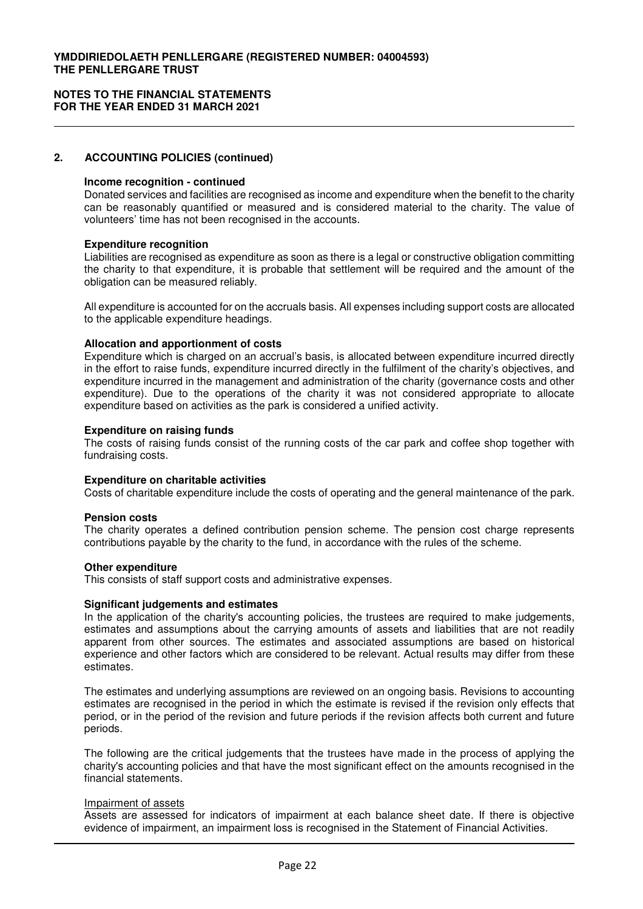## 2. ACCOUNTING POLICIES (continued)

**Income recognition - continued**

Donated services and facilities are recognised as income and expenditure when the benefit to the charity can be reasonably quantified or measured and is considered material to the charity. The value of volunteers' time has not been recognised in the accounts.

**Expenditure recognition**

Liabilities are recognised as expenditure as soon as there is a legal or constructive obligation committing the charity to that expenditure, it is probable that settlement will be required and the amount of the obligation can be measured reliably.

All expenditure is accounted for on the accruals basis. All expenses including support costs are allocated to the applicable expenditure headings.

**Allocation and apportionment of costs**

Expenditure which is charged on an accrual's basis, is allocated between expenditure incurred directly in the effort to raise funds, expenditure incurred directly in the fulfilment of the charity's objectives, and expenditure incurred in the management and administration of the charity (governance costs and other expenditure). Due to the operations of the charity it was not considered appropriate to allocate expenditure based on activities as the park is considered a unified activity.

**Expenditure on raising funds**

The costs of raising funds consist of the running costs of the car park and coffee shop together with fundraising costs.

**Expenditure on charitable activities**

Costs of charitable expenditure include the costs of operating and the general maintenance of the park.

**Pension costs**

The charity operates a defined contribution pension scheme. The pension cost charge represents contributions payable by the charity to the fund, in accordance with the rules of the scheme.

**Other expenditure**

This consists of staff support costs and administrative expenses.

**Significant judgements and estimates**

In the application of the charity's accounting policies, the trustees are required to make judgements, estimates and assumptions about the carrying amounts of assets and liabilities that are not readily apparent from other sources. The estimates and associated assumptions are based on historical experience and other factors which are considered to be relevant. Actual results may differ from these estimates.

The estimates and underlying assumptions are reviewed on an ongoing basis. Revisions to accounting estimates are recognised in the period in which the estimate is revised if the revision only effects that period, or in the period of the revision and future periods if the revision affects both current and future periods.

The following are the critical judgements that the trustees have made in the process of applying the charity's accounting policies and that have the most significant effect on the amounts recognised in the financial statements.

Impairment of assets

Assets are assessed for indicators of impairment at each balance sheet date. If there is objective evidence of impairment, an impairment loss is recognised in the Statement of Financial Activities.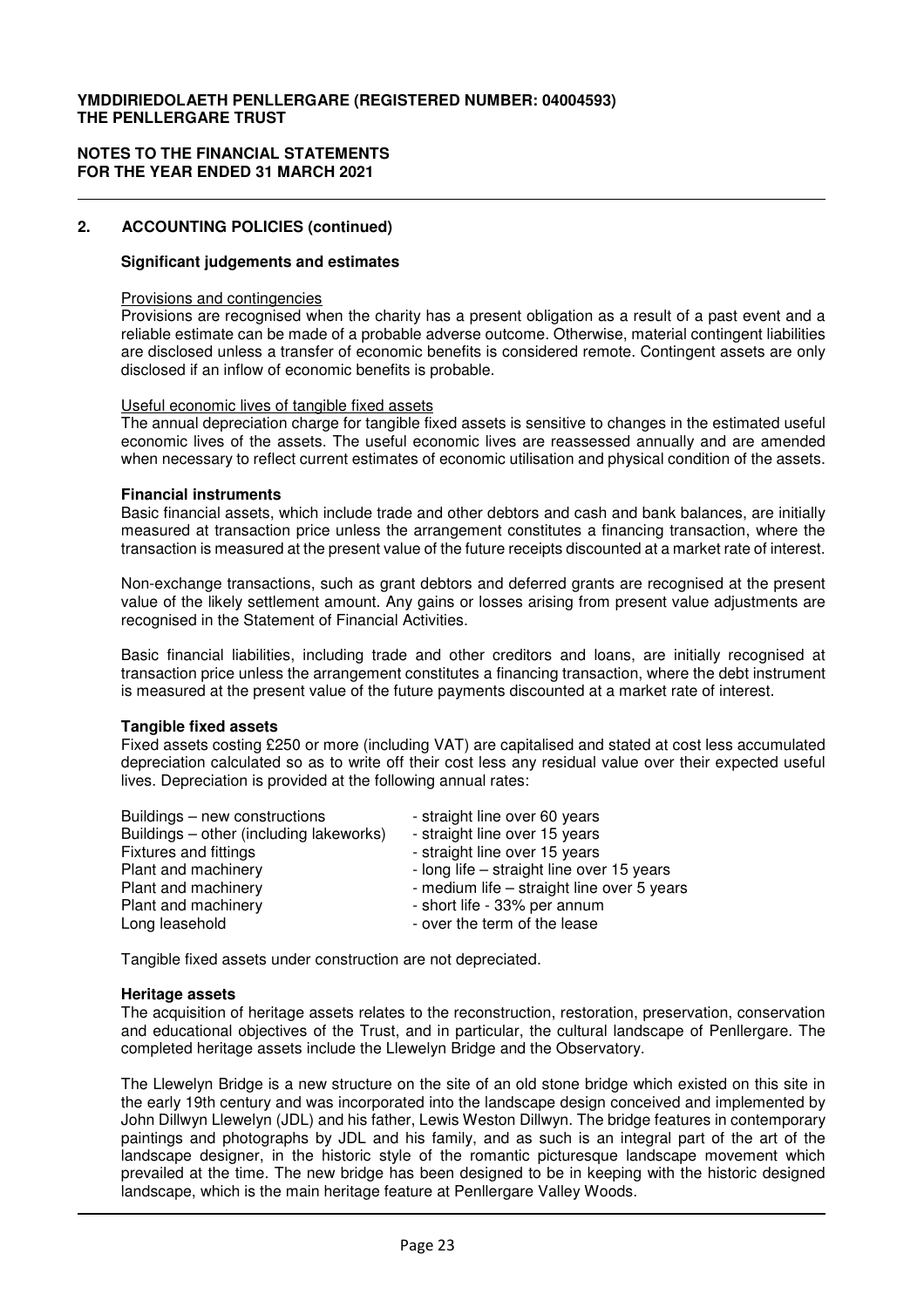## 2. ACCOUNTING POLICIES (continued)

### Significant judgements and estimates

Provisions and contingencies

Provisions are recognised when the charity has a present obligation as a result of a past event and a reliable estimate can be made of a probable adverse outcome. Otherwise, material contingent liabilities are disclosed unless a transfer of economic benefits is considered remote. Contingent assets are only disclosed if an inflow of economic benefits is probable.

Useful economic lives of tangible fixed assets

The annual depreciation charge for tangible fixed assets is sensitive to changes in the estimated useful economic lives of the assets. The useful economic lives are reassessed annually and are amended when necessary to reflect current estimates of economic utilisation and physical condition of the assets.

### Financial instruments

Basic financial assets, which include trade and other debtors and cash and bank balances, are initially measured at transaction price unless the arrangement constitutes a financing transaction, where the transaction is measured at the present value of the future receipts discounted at a market rate of interest.

Non-exchange transactions, such as grant debtors and deferred grants are recognised at the present value of the likely settlement amount. Any gains or losses arising from present value adjustments are recognised in the Statement of Financial Activities.

Basic financial liabilities, including trade and other creditors and loans, are initially recognised at transaction price unless the arrangement constitutes a financing transaction, where the debt instrument is measured at the present value of the future payments discounted at a market rate of interest.

### Tangible fixed assets

Fixed assets costing £250 or more (including VAT) are capitalised and stated at cost less accumulated depreciation calculated so as to write off their cost less any residual value over their expected useful lives. Depreciation is provided at the following annual rates:

| | |
|---|---|
| Buildings – new constructions | - straight line over 60 years |
| Buildings – other (including lakeworks) | - straight line over 15 years |
| Fixtures and fittings | - straight line over 15 years |
| Plant and machinery | - long life – straight line over 15 years |
| Plant and machinery | - medium life – straight line over 5 years |
| Plant and machinery | - short life - 33% per annum |
| Long leasehold | - over the term of the lease |

Tangible fixed assets under construction are not depreciated.

### Heritage assets

The acquisition of heritage assets relates to the reconstruction, restoration, preservation, conservation and educational objectives of the Trust, and in particular, the cultural landscape of Penllergare. The completed heritage assets include the Llewelyn Bridge and the Observatory.

The Llewelyn Bridge is a new structure on the site of an old stone bridge which existed on this site in the early 19th century and was incorporated into the landscape design conceived and implemented by John Dillwyn Llewelyn (JDL) and his father, Lewis Weston Dillwyn. The bridge features in contemporary paintings and photographs by JDL and his family, and as such is an integral part of the art of the landscape designer, in the historic style of the romantic picturesque landscape movement which prevailed at the time. The new bridge has been designed to be in keeping with the historic designed landscape, which is the main heritage feature at Penllergare Valley Woods.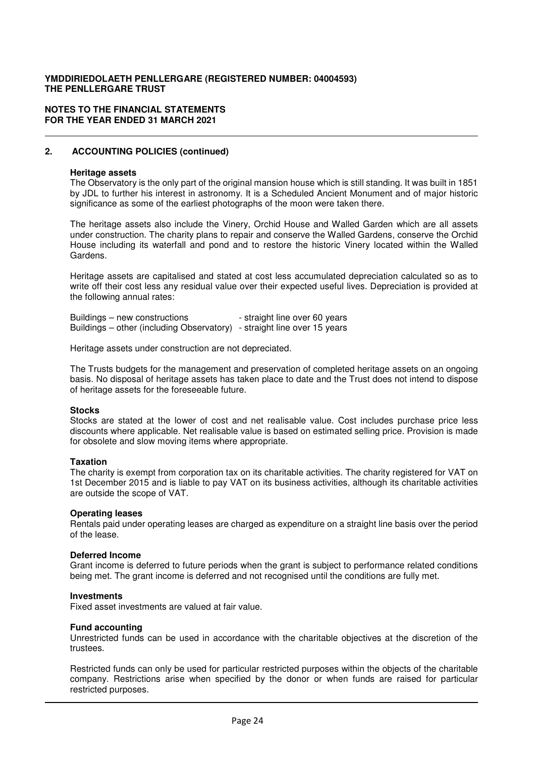**YMDDIRIEDOLAETH PENLLERGARE (REGISTERED NUMBER: 04004593)**
**THE PENLLERGARE TRUST**

**NOTES TO THE FINANCIAL STATEMENTS**
**FOR THE YEAR ENDED 31 MARCH 2021**

## 2. ACCOUNTING POLICIES (continued)

### Heritage assets

The Observatory is the only part of the original mansion house which is still standing. It was built in 1851 by JDL to further his interest in astronomy. It is a Scheduled Ancient Monument and of major historic significance as some of the earliest photographs of the moon were taken there.

The heritage assets also include the Vinery, Orchid House and Walled Garden which are all assets under construction. The charity plans to repair and conserve the Walled Gardens, conserve the Orchid House including its waterfall and pond and to restore the historic Vinery located within the Walled Gardens.

Heritage assets are capitalised and stated at cost less accumulated depreciation calculated so as to write off their cost less any residual value over their expected useful lives. Depreciation is provided at the following annual rates:

| | |
|---|---|
| Buildings – new constructions | - straight line over 60 years |
| Buildings – other (including Observatory) | - straight line over 15 years |

Heritage assets under construction are not depreciated.

The Trusts budgets for the management and preservation of completed heritage assets on an ongoing basis. No disposal of heritage assets has taken place to date and the Trust does not intend to dispose of heritage assets for the foreseeable future.

### Stocks

Stocks are stated at the lower of cost and net realisable value. Cost includes purchase price less discounts where applicable. Net realisable value is based on estimated selling price. Provision is made for obsolete and slow moving items where appropriate.

### Taxation

The charity is exempt from corporation tax on its charitable activities. The charity registered for VAT on 1st December 2015 and is liable to pay VAT on its business activities, although its charitable activities are outside the scope of VAT.

### Operating leases

Rentals paid under operating leases are charged as expenditure on a straight line basis over the period of the lease.

### Deferred Income

Grant income is deferred to future periods when the grant is subject to performance related conditions being met. The grant income is deferred and not recognised until the conditions are fully met.

### Investments

Fixed asset investments are valued at fair value.

### Fund accounting

Unrestricted funds can be used in accordance with the charitable objectives at the discretion of the trustees.

Restricted funds can only be used for particular restricted purposes within the objects of the charitable company. Restrictions arise when specified by the donor or when funds are raised for particular restricted purposes.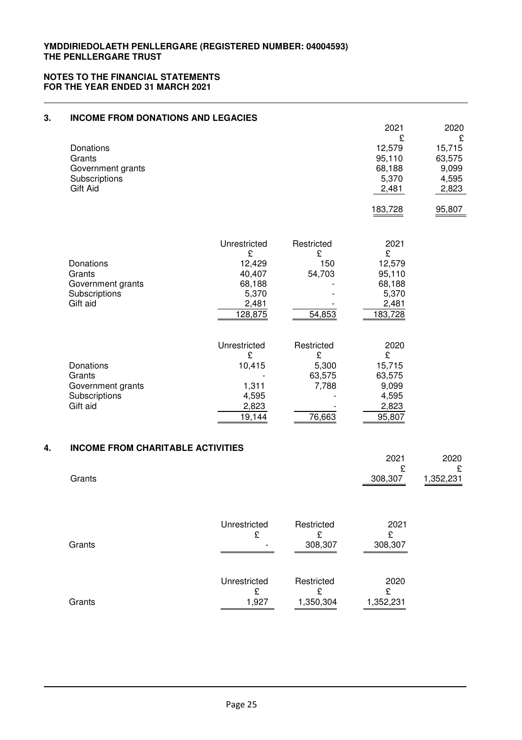**YMDDIRIEDOLAETH PENLLERGARE (REGISTERED NUMBER: 04004593)**
**THE PENLLERGARE TRUST**

**NOTES TO THE FINANCIAL STATEMENTS**
**FOR THE YEAR ENDED 31 MARCH 2021**

## 3. INCOME FROM DONATIONS AND LEGACIES

| | 2021 | 2020 |
|---|---|---|
| | £ | £ |
| Donations | 12,579 | 15,715 |
| Grants | 95,110 | 63,575 |
| Government grants | 68,188 | 9,099 |
| Subscriptions | 5,370 | 4,595 |
| Gift Aid | 2,481 | 2,823 |
| | 183,728 | 95,807 |

| | Unrestricted | Restricted | 2021 |
|---|---|---|---|
| | £ | £ | £ |
| Donations | 12,429 | 150 | 12,579 |
| Grants | 40,407 | 54,703 | 95,110 |
| Government grants | 68,188 | - | 68,188 |
| Subscriptions | 5,370 | - | 5,370 |
| Gift aid | 2,481 | - | 2,481 |
| | 128,875 | 54,853 | 183,728 |

| | Unrestricted | Restricted | 2020 |
|---|---|---|---|
| | £ | £ | £ |
| Donations | 10,415 | 5,300 | 15,715 |
| Grants | - | 63,575 | 63,575 |
| Government grants | 1,311 | 7,788 | 9,099 |
| Subscriptions | 4,595 | - | 4,595 |
| Gift aid | 2,823 | - | 2,823 |
| | 19,144 | 76,663 | 95,807 |

## 4. INCOME FROM CHARITABLE ACTIVITIES

| | 2021 | 2020 |
|---|---|---|
| | £ | £ |
| Grants | 308,307 | 1,352,231 |

| | Unrestricted | Restricted | 2021 |
|---|---|---|---|
| | £ | £ | £ |
| Grants | - | 308,307 | 308,307 |

| | Unrestricted | Restricted | 2020 |
|---|---|---|---|
| | £ | £ | £ |
| Grants | 1,927 | 1,350,304 | 1,352,231 |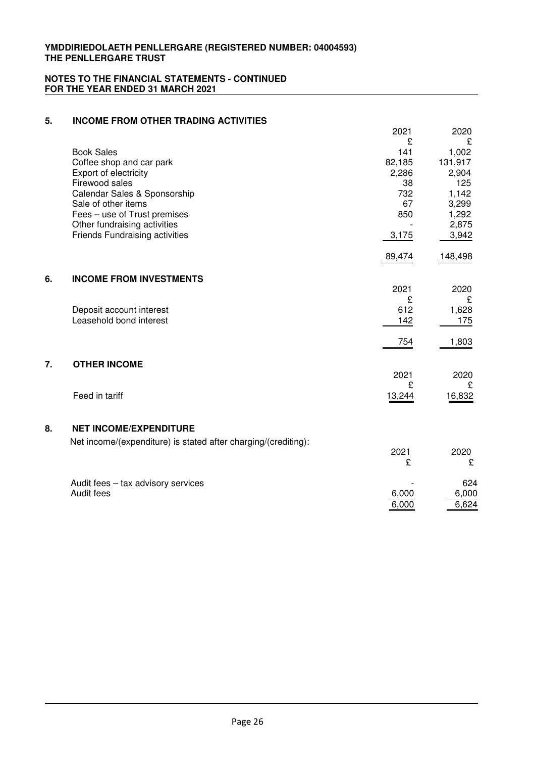**YMDDIRIEDOLAETH PENLLERGARE (REGISTERED NUMBER: 04004593)**
**THE PENLLERGARE TRUST**

**NOTES TO THE FINANCIAL STATEMENTS - CONTINUED**
**FOR THE YEAR ENDED 31 MARCH 2021**

## 5. INCOME FROM OTHER TRADING ACTIVITIES

| | 2021 | 2020 |
|---|---|---|
| | £ | £ |
| Book Sales | 141 | 1,002 |
| Coffee shop and car park | 82,185 | 131,917 |
| Export of electricity | 2,286 | 2,904 |
| Firewood sales | 38 | 125 |
| Calendar Sales & Sponsorship | 732 | 1,142 |
| Sale of other items | 67 | 3,299 |
| Fees – use of Trust premises | 850 | 1,292 |
| Other fundraising activities | - | 2,875 |
| Friends Fundraising activities | 3,175 | 3,942 |
| | 89,474 | 148,498 |

## 6. INCOME FROM INVESTMENTS

| | 2021 | 2020 |
|---|---|---|
| | £ | £ |
| Deposit account interest | 612 | 1,628 |
| Leasehold bond interest | 142 | 175 |
| | 754 | 1,803 |

## 7. OTHER INCOME

| | 2021 | 2020 |
|---|---|---|
| | £ | £ |
| Feed in tariff | 13,244 | 16,832 |

## 8. NET INCOME/EXPENDITURE

Net income/(expenditure) is stated after charging/(crediting):

| | 2021 | 2020 |
|---|---|---|
| | £ | £ |
| Audit fees – tax advisory services | - | 624 |
| Audit fees | 6,000 | 6,000 |
| | 6,000 | 6,624 |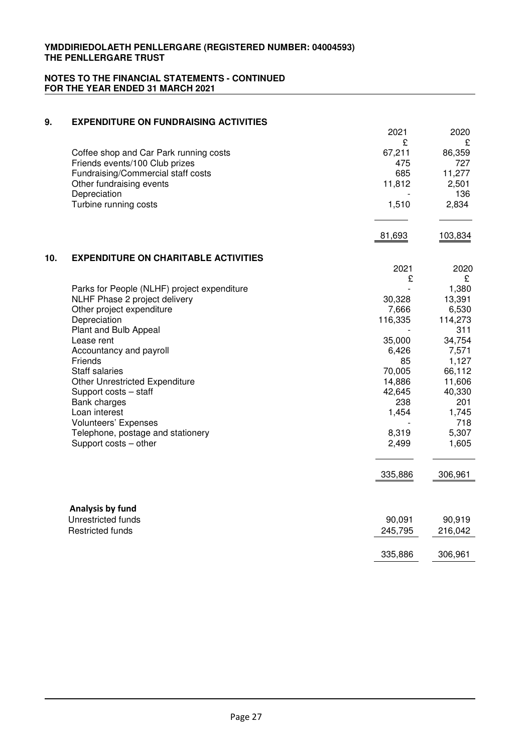**YMDDIRIEDOLAETH PENLLERGARE (REGISTERED NUMBER: 04004593)**
**THE PENLLERGARE TRUST**

**NOTES TO THE FINANCIAL STATEMENTS - CONTINUED**
**FOR THE YEAR ENDED 31 MARCH 2021**

## 9. EXPENDITURE ON FUNDRAISING ACTIVITIES

| | 2021 | 2020 |
|---|---|---|
| | £ | £ |
| Coffee shop and Car Park running costs | 67,211 | 86,359 |
| Friends events/100 Club prizes | 475 | 727 |
| Fundraising/Commercial staff costs | 685 | 11,277 |
| Other fundraising events | 11,812 | 2,501 |
| Depreciation | - | 136 |
| Turbine running costs | 1,510 | 2,834 |
| | 81,693 | 103,834 |

## 10. EXPENDITURE ON CHARITABLE ACTIVITIES

| | 2021 | 2020 |
|---|---|---|
| | £ | £ |
| Parks for People (NLHF) project expenditure | - | 1,380 |
| NLHF Phase 2 project delivery | 30,328 | 13,391 |
| Other project expenditure | 7,666 | 6,530 |
| Depreciation | 116,335 | 114,273 |
| Plant and Bulb Appeal | - | 311 |
| Lease rent | 35,000 | 34,754 |
| Accountancy and payroll | 6,426 | 7,571 |
| Friends | 85 | 1,127 |
| Staff salaries | 70,005 | 66,112 |
| Other Unrestricted Expenditure | 14,886 | 11,606 |
| Support costs – staff | 42,645 | 40,330 |
| Bank charges | 238 | 201 |
| Loan interest | 1,454 | 1,745 |
| Volunteers' Expenses | - | 718 |
| Telephone, postage and stationery | 8,319 | 5,307 |
| Support costs – other | 2,499 | 1,605 |
| | 335,886 | 306,961 |

**Analysis by fund**

| | 2021 | 2020 |
|---|---|---|
| Unrestricted funds | 90,091 | 90,919 |
| Restricted funds | 245,795 | 216,042 |
| | 335,886 | 306,961 |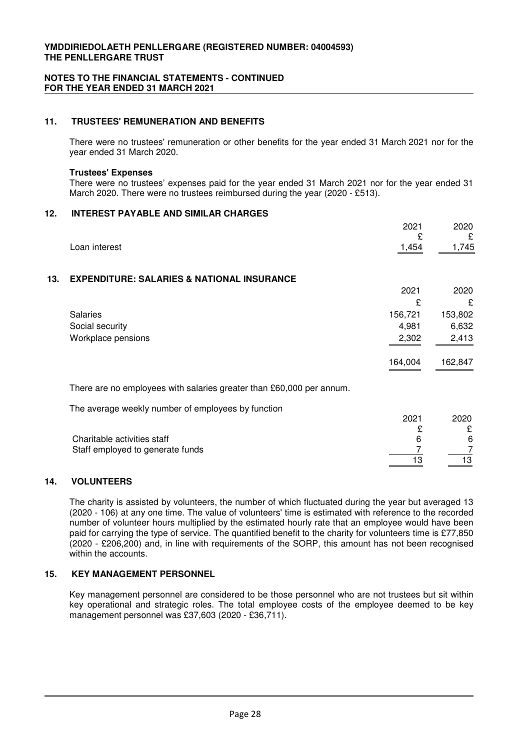**YMDDIRIEDOLAETH PENLLERGARE (REGISTERED NUMBER: 04004593)**
**THE PENLLERGARE TRUST**

**NOTES TO THE FINANCIAL STATEMENTS - CONTINUED**
**FOR THE YEAR ENDED 31 MARCH 2021**

## 11. TRUSTEES' REMUNERATION AND BENEFITS

There were no trustees' remuneration or other benefits for the year ended 31 March 2021 nor for the year ended 31 March 2020.

**Trustees' Expenses**

There were no trustees' expenses paid for the year ended 31 March 2021 nor for the year ended 31 March 2020. There were no trustees reimbursed during the year (2020 - £513).

## 12. INTEREST PAYABLE AND SIMILAR CHARGES

| | 2021 | 2020 |
|---|---|---|
| | £ | £ |
| Loan interest | 1,454 | 1,745 |

## 13. EXPENDITURE: SALARIES & NATIONAL INSURANCE

| | 2021 | 2020 |
|---|---|---|
| | £ | £ |
| Salaries | 156,721 | 153,802 |
| Social security | 4,981 | 6,632 |
| Workplace pensions | 2,302 | 2,413 |
| | 164,004 | 162,847 |

There are no employees with salaries greater than £60,000 per annum.

The average weekly number of employees by function

| | 2021 | 2020 |
|---|---|---|
| | £ | £ |
| Charitable activities staff | 6 | 6 |
| Staff employed to generate funds | 7 | 7 |
| | 13 | 13 |

## 14. VOLUNTEERS

The charity is assisted by volunteers, the number of which fluctuated during the year but averaged 13 (2020 - 106) at any one time. The value of volunteers' time is estimated with reference to the recorded number of volunteer hours multiplied by the estimated hourly rate that an employee would have been paid for carrying the type of service. The quantified benefit to the charity for volunteers time is £77,850 (2020 - £206,200) and, in line with requirements of the SORP, this amount has not been recognised within the accounts.

## 15. KEY MANAGEMENT PERSONNEL

Key management personnel are considered to be those personnel who are not trustees but sit within key operational and strategic roles. The total employee costs of the employee deemed to be key management personnel was £37,603 (2020 - £36,711).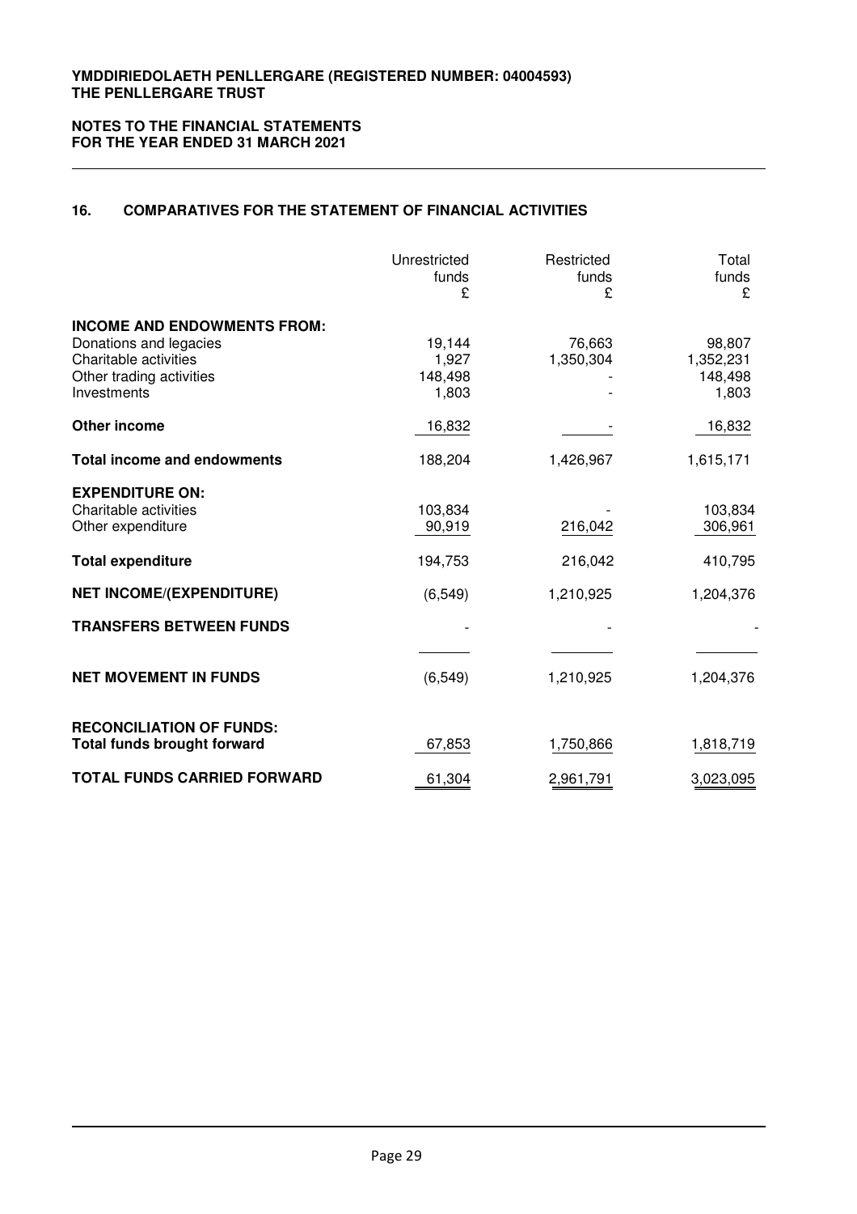**YMDDIRIEDOLAETH PENLLERGARE (REGISTERED NUMBER: 04004593)**
**THE PENLLERGARE TRUST**

**NOTES TO THE FINANCIAL STATEMENTS**
**FOR THE YEAR ENDED 31 MARCH 2021**

## 16. COMPARATIVES FOR THE STATEMENT OF FINANCIAL ACTIVITIES

| | Unrestricted funds £ | Restricted funds £ | Total funds £ |
|---|---|---|---|
| **INCOME AND ENDOWMENTS FROM:** | | | |
| Donations and legacies | 19,144 | 76,663 | 98,807 |
| Charitable activities | 1,927 | 1,350,304 | 1,352,231 |
| Other trading activities | 148,498 | - | 148,498 |
| Investments | 1,803 | - | 1,803 |
| **Other income** | 16,832 | - | 16,832 |
| **Total income and endowments** | 188,204 | 1,426,967 | 1,615,171 |
| **EXPENDITURE ON:** | | | |
| Charitable activities | 103,834 | - | 103,834 |
| Other expenditure | 90,919 | 216,042 | 306,961 |
| **Total expenditure** | 194,753 | 216,042 | 410,795 |
| **NET INCOME/(EXPENDITURE)** | (6,549) | 1,210,925 | 1,204,376 |
| **TRANSFERS BETWEEN FUNDS** | - | - | - |
| **NET MOVEMENT IN FUNDS** | (6,549) | 1,210,925 | 1,204,376 |
| **RECONCILIATION OF FUNDS:** | | | |
| **Total funds brought forward** | 67,853 | 1,750,866 | 1,818,719 |
| **TOTAL FUNDS CARRIED FORWARD** | 61,304 | 2,961,791 | 3,023,095 |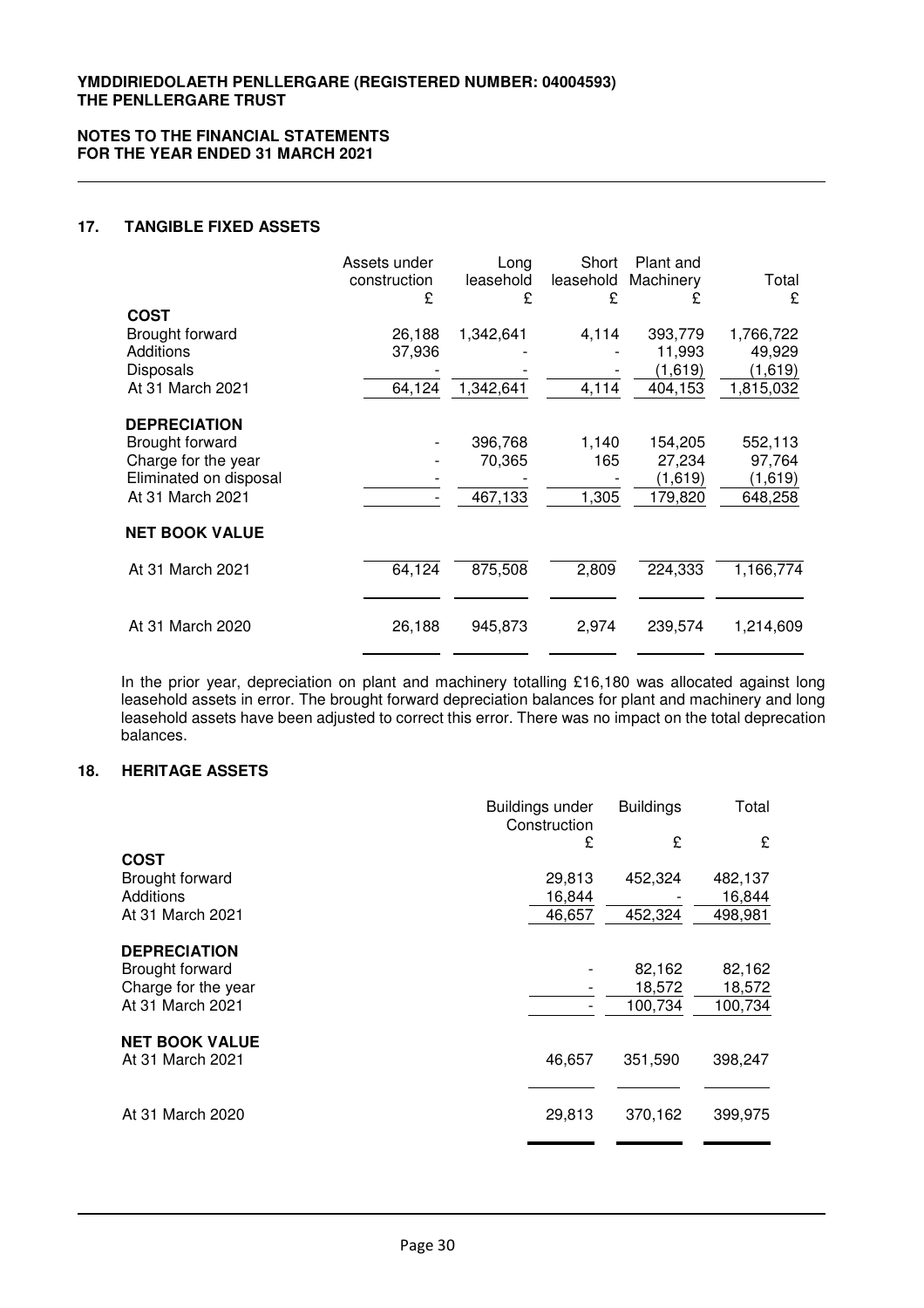**YMDDIRIEDOLAETH PENLLERGARE (REGISTERED NUMBER: 04004593)**
**THE PENLLERGARE TRUST**

**NOTES TO THE FINANCIAL STATEMENTS**
**FOR THE YEAR ENDED 31 MARCH 2021**

## 17. TANGIBLE FIXED ASSETS

| | Assets under construction £ | Long leasehold £ | Short leasehold £ | Plant and Machinery £ | Total £ |
|---|---|---|---|---|---|
| **COST** | | | | | |
| Brought forward | 26,188 | 1,342,641 | 4,114 | 393,779 | 1,766,722 |
| Additions | 37,936 | - | - | 11,993 | 49,929 |
| Disposals | - | - | - | (1,619) | (1,619) |
| At 31 March 2021 | 64,124 | 1,342,641 | 4,114 | 404,153 | 1,815,032 |
| **DEPRECIATION** | | | | | |
| Brought forward | - | 396,768 | 1,140 | 154,205 | 552,113 |
| Charge for the year | - | 70,365 | 165 | 27,234 | 97,764 |
| Eliminated on disposal | - | - | - | (1,619) | (1,619) |
| At 31 March 2021 | - | 467,133 | 1,305 | 179,820 | 648,258 |
| **NET BOOK VALUE** | | | | | |
| At 31 March 2021 | 64,124 | 875,508 | 2,809 | 224,333 | 1,166,774 |
| At 31 March 2020 | 26,188 | 945,873 | 2,974 | 239,574 | 1,214,609 |

In the prior year, depreciation on plant and machinery totalling £16,180 was allocated against long leasehold assets in error. The brought forward depreciation balances for plant and machinery and long leasehold assets have been adjusted to correct this error. There was no impact on the total deprecation balances.

## 18. HERITAGE ASSETS

| | Buildings under Construction £ | Buildings £ | Total £ |
|---|---|---|---|
| **COST** | | | |
| Brought forward | 29,813 | 452,324 | 482,137 |
| Additions | 16,844 | - | 16,844 |
| At 31 March 2021 | 46,657 | 452,324 | 498,981 |
| **DEPRECIATION** | | | |
| Brought forward | - | 82,162 | 82,162 |
| Charge for the year | - | 18,572 | 18,572 |
| At 31 March 2021 | - | 100,734 | 100,734 |
| **NET BOOK VALUE** | | | |
| At 31 March 2021 | 46,657 | 351,590 | 398,247 |
| At 31 March 2020 | 29,813 | 370,162 | 399,975 |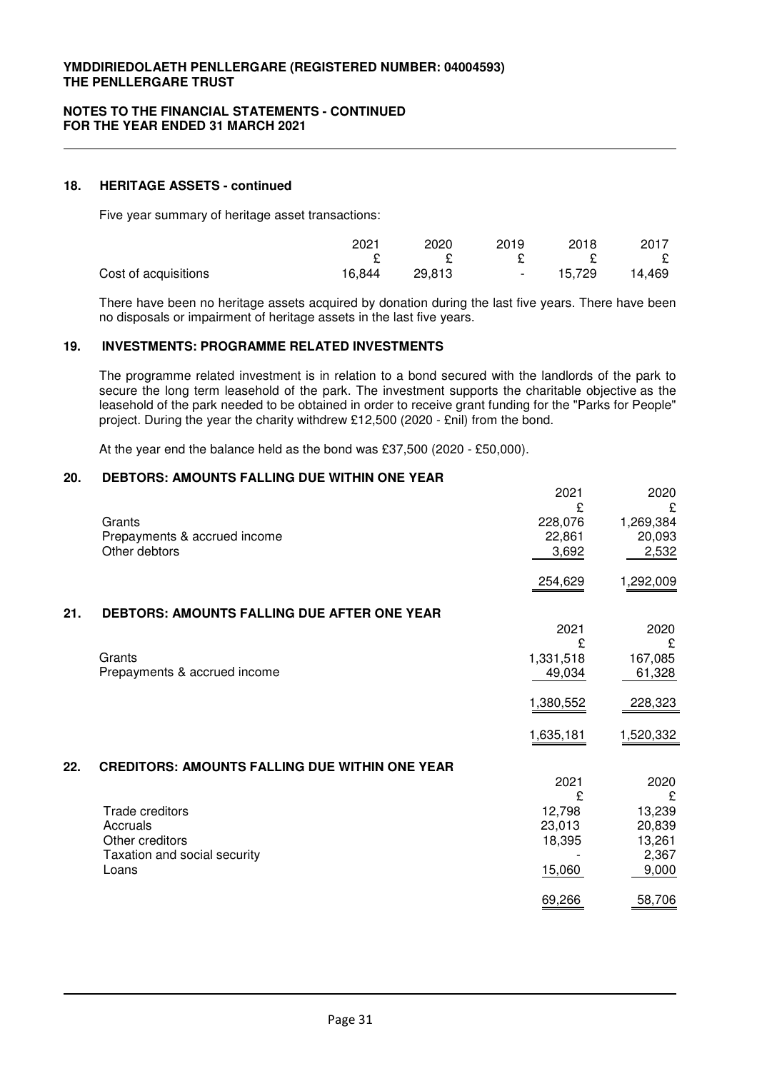## 18. HERITAGE ASSETS - continued

Five year summary of heritage asset transactions:

| | 2021 | 2020 | 2019 | 2018 | 2017 |
|---|---|---|---|---|---|
| | £ | £ | £ | £ | £ |
| Cost of acquisitions | 16,844 | 29,813 | - | 15,729 | 14,469 |

There have been no heritage assets acquired by donation during the last five years. There have been no disposals or impairment of heritage assets in the last five years.

## 19. INVESTMENTS: PROGRAMME RELATED INVESTMENTS

The programme related investment is in relation to a bond secured with the landlords of the park to secure the long term leasehold of the park. The investment supports the charitable objective as the leasehold of the park needed to be obtained in order to receive grant funding for the "Parks for People" project. During the year the charity withdrew £12,500 (2020 - £nil) from the bond.

At the year end the balance held as the bond was £37,500 (2020 - £50,000).

## 20. DEBTORS: AMOUNTS FALLING DUE WITHIN ONE YEAR

| | 2021 | 2020 |
|---|---|---|
| | £ | £ |
| Grants | 228,076 | 1,269,384 |
| Prepayments & accrued income | 22,861 | 20,093 |
| Other debtors | 3,692 | 2,532 |
| | 254,629 | 1,292,009 |

## 21. DEBTORS: AMOUNTS FALLING DUE AFTER ONE YEAR

| | 2021 | 2020 |
|---|---|---|
| | £ | £ |
| Grants | 1,331,518 | 167,085 |
| Prepayments & accrued income | 49,034 | 61,328 |
| | 1,380,552 | 228,323 |
| | 1,635,181 | 1,520,332 |

## 22. CREDITORS: AMOUNTS FALLING DUE WITHIN ONE YEAR

| | 2021 | 2020 |
|---|---|---|
| | £ | £ |
| Trade creditors | 12,798 | 13,239 |
| Accruals | 23,013 | 20,839 |
| Other creditors | 18,395 | 13,261 |
| Taxation and social security | - | 2,367 |
| Loans | 15,060 | 9,000 |
| | 69,266 | 58,706 |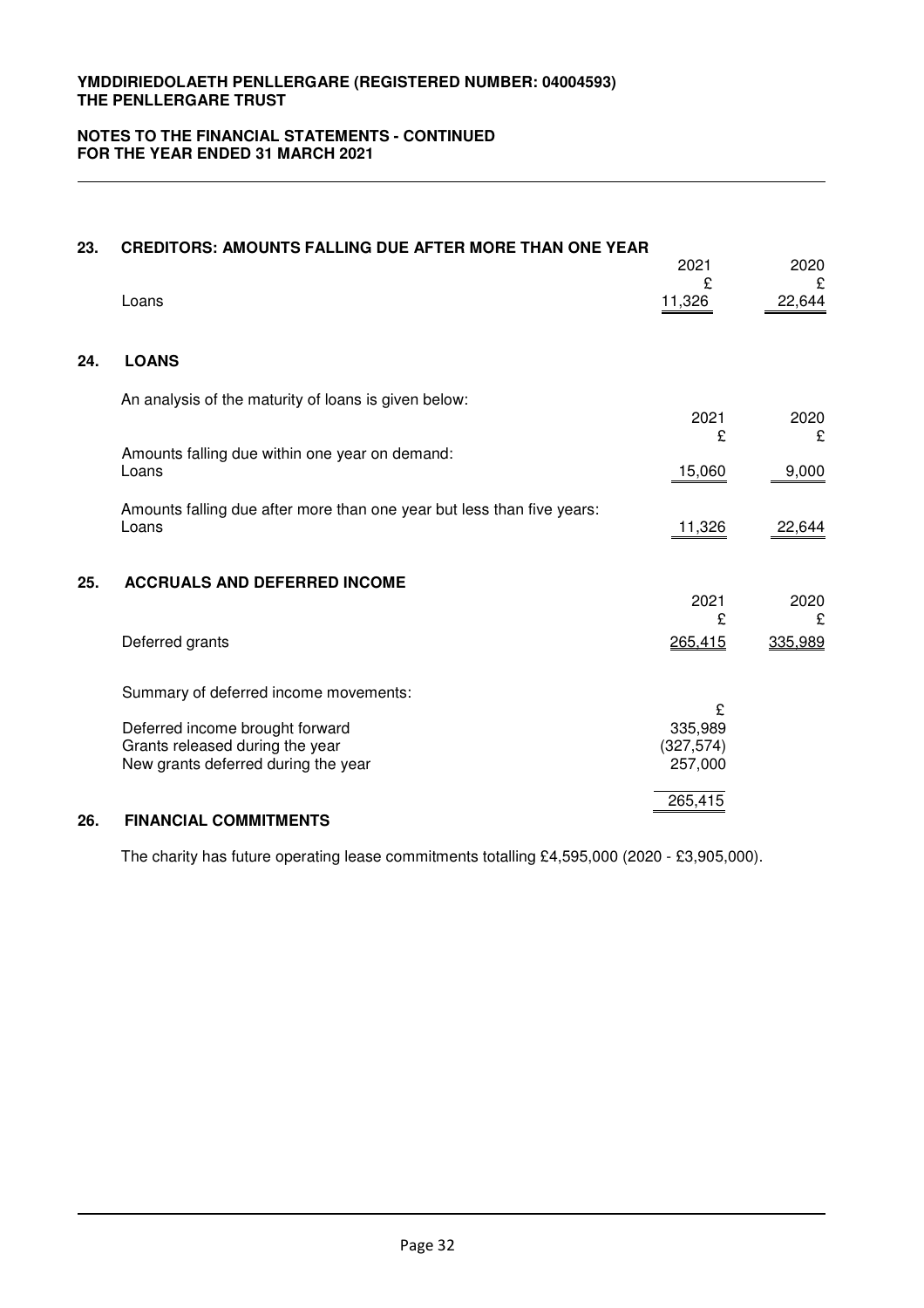## 23. CREDITORS: AMOUNTS FALLING DUE AFTER MORE THAN ONE YEAR

| | 2021 | 2020 |
|---|---|---|
| | £ | £ |
| Loans | 11,326 | 22,644 |

## 24. LOANS

An analysis of the maturity of loans is given below:

| | 2021 | 2020 |
|---|---|---|
| | £ | £ |
| Amounts falling due within one year on demand: | | |
| Loans | 15,060 | 9,000 |
| Amounts falling due after more than one year but less than five years: | | |
| Loans | 11,326 | 22,644 |

## 25. ACCRUALS AND DEFERRED INCOME

| | 2021 | 2020 |
|---|---|---|
| | £ | £ |
| Deferred grants | 265,415 | 335,989 |

Summary of deferred income movements:

| | £ |
|---|---|
| Deferred income brought forward | 335,989 |
| Grants released during the year | (327,574) |
| New grants deferred during the year | 257,000 |
| | 265,415 |

## 26. FINANCIAL COMMITMENTS

The charity has future operating lease commitments totalling £4,595,000 (2020 - £3,905,000).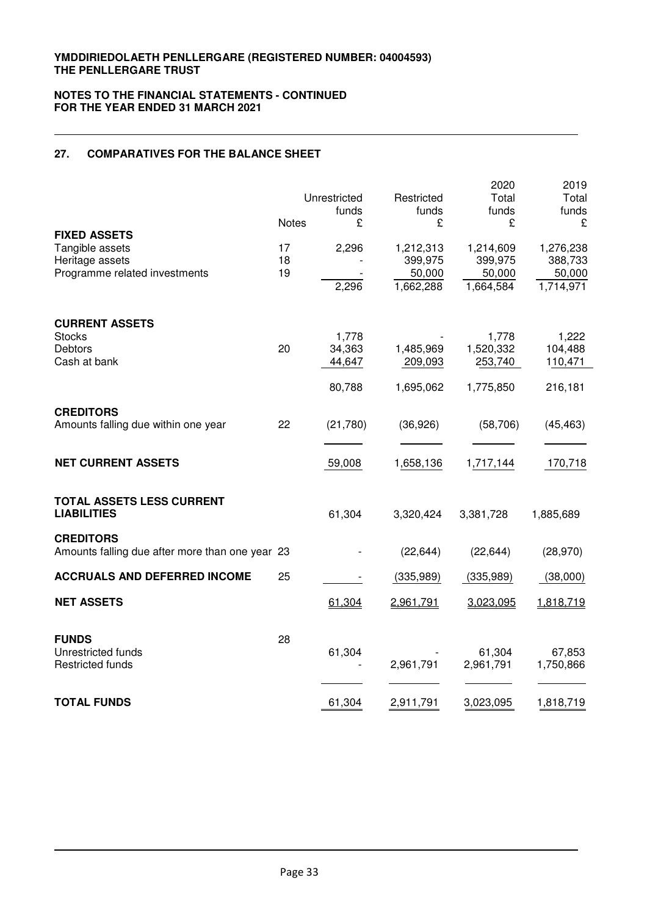**YMDDIRIEDOLAETH PENLLERGARE (REGISTERED NUMBER: 04004593)**
**THE PENLLERGARE TRUST**

**NOTES TO THE FINANCIAL STATEMENTS - CONTINUED**
**FOR THE YEAR ENDED 31 MARCH 2021**

## 27. COMPARATIVES FOR THE BALANCE SHEET

| | Notes | Unrestricted funds £ | Restricted funds £ | 2020 Total funds £ | 2019 Total funds £ |
|---|---|---|---|---|---|
| **FIXED ASSETS** | | | | | |
| Tangible assets | 17 | 2,296 | 1,212,313 | 1,214,609 | 1,276,238 |
| Heritage assets | 18 | - | 399,975 | 399,975 | 388,733 |
| Programme related investments | 19 | - | 50,000 | 50,000 | 50,000 |
| | | 2,296 | 1,662,288 | 1,664,584 | 1,714,971 |
| **CURRENT ASSETS** | | | | | |
| Stocks | | 1,778 | - | 1,778 | 1,222 |
| Debtors | 20 | 34,363 | 1,485,969 | 1,520,332 | 104,488 |
| Cash at bank | | 44,647 | 209,093 | 253,740 | 110,471 |
| | | 80,788 | 1,695,062 | 1,775,850 | 216,181 |
| **CREDITORS** | | | | | |
| Amounts falling due within one year | 22 | (21,780) | (36,926) | (58,706) | (45,463) |
| **NET CURRENT ASSETS** | | 59,008 | 1,658,136 | 1,717,144 | 170,718 |
| **TOTAL ASSETS LESS CURRENT LIABILITIES** | | 61,304 | 3,320,424 | 3,381,728 | 1,885,689 |
| **CREDITORS** | | | | | |
| Amounts falling due after more than one year | 23 | - | (22,644) | (22,644) | (28,970) |
| **ACCRUALS AND DEFERRED INCOME** | 25 | - | (335,989) | (335,989) | (38,000) |
| **NET ASSETS** | | 61,304 | 2,961,791 | 3,023,095 | 1,818,719 |
| **FUNDS** | 28 | | | | |
| Unrestricted funds | | 61,304 | - | 61,304 | 67,853 |
| Restricted funds | | - | 2,961,791 | 2,961,791 | 1,750,866 |
| **TOTAL FUNDS** | | 61,304 | 2,911,791 | 3,023,095 | 1,818,719 |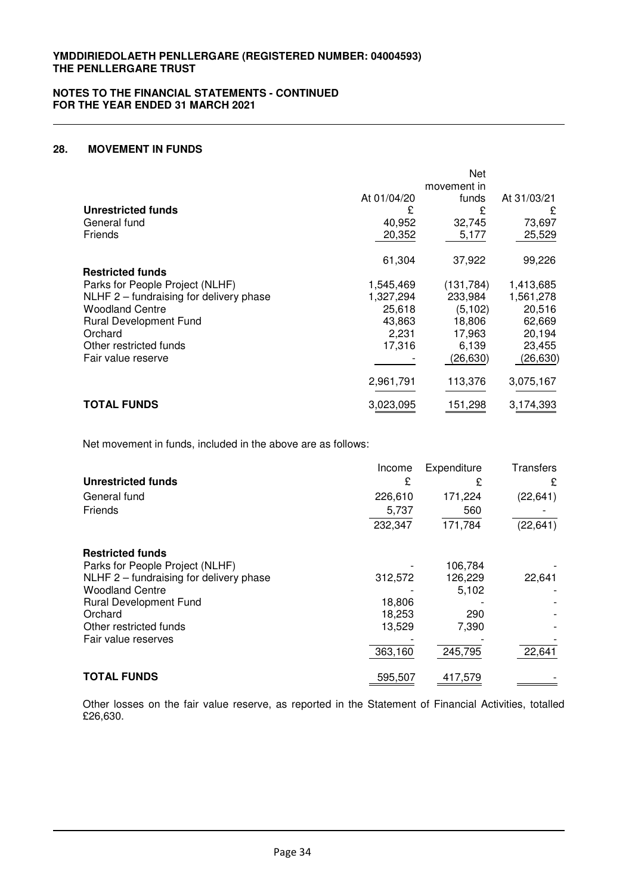## 28. MOVEMENT IN FUNDS

| | At 01/04/20 | Net movement in funds | At 31/03/21 |
|---|---|---|---|
| **Unrestricted funds** | £ | £ | £ |
| General fund | 40,952 | 32,745 | 73,697 |
| Friends | 20,352 | 5,177 | 25,529 |
| | 61,304 | 37,922 | 99,226 |
| **Restricted funds** | | | |
| Parks for People Project (NLHF) | 1,545,469 | (131,784) | 1,413,685 |
| NLHF 2 – fundraising for delivery phase | 1,327,294 | 233,984 | 1,561,278 |
| Woodland Centre | 25,618 | (5,102) | 20,516 |
| Rural Development Fund | 43,863 | 18,806 | 62,669 |
| Orchard | 2,231 | 17,963 | 20,194 |
| Other restricted funds | 17,316 | 6,139 | 23,455 |
| Fair value reserve | - | (26,630) | (26,630) |
| | 2,961,791 | 113,376 | 3,075,167 |
| **TOTAL FUNDS** | 3,023,095 | 151,298 | 3,174,393 |

Net movement in funds, included in the above are as follows:

| | Income | Expenditure | Transfers |
|---|---|---|---|
| **Unrestricted funds** | £ | £ | £ |
| General fund | 226,610 | 171,224 | (22,641) |
| Friends | 5,737 | 560 | - |
| | 232,347 | 171,784 | (22,641) |
| **Restricted funds** | | | |
| Parks for People Project (NLHF) | - | 106,784 | - |
| NLHF 2 – fundraising for delivery phase | 312,572 | 126,229 | 22,641 |
| Woodland Centre | - | 5,102 | - |
| Rural Development Fund | 18,806 | - | - |
| Orchard | 18,253 | 290 | - |
| Other restricted funds | 13,529 | 7,390 | - |
| Fair value reserves | - | - | - |
| | 363,160 | 245,795 | 22,641 |
| **TOTAL FUNDS** | 595,507 | 417,579 | - |

Other losses on the fair value reserve, as reported in the Statement of Financial Activities, totalled £26,630.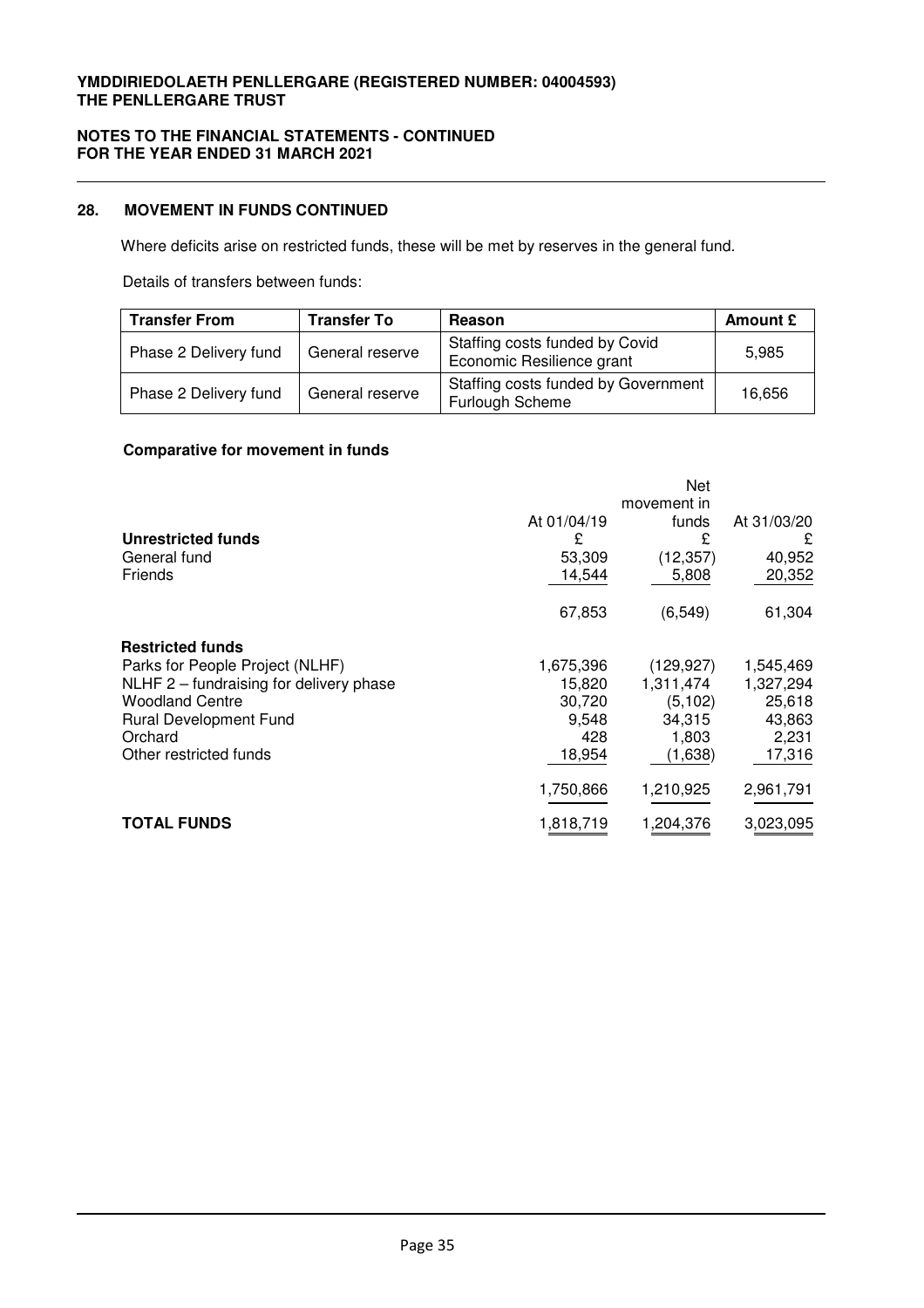## 28. MOVEMENT IN FUNDS CONTINUED

Where deficits arise on restricted funds, these will be met by reserves in the general fund.

Details of transfers between funds:

| Transfer From | Transfer To | Reason | Amount £ |
|---|---|---|---|
| Phase 2 Delivery fund | General reserve | Staffing costs funded by Covid Economic Resilience grant | 5,985 |
| Phase 2 Delivery fund | General reserve | Staffing costs funded by Government Furlough Scheme | 16,656 |

**Comparative for movement in funds**

| | At 01/04/19 | Net movement in funds | At 31/03/20 |
|---|---|---|---|
| **Unrestricted funds** | £ | £ | £ |
| General fund | 53,309 | (12,357) | 40,952 |
| Friends | 14,544 | 5,808 | 20,352 |
| | 67,853 | (6,549) | 61,304 |
| **Restricted funds** | | | |
| Parks for People Project (NLHF) | 1,675,396 | (129,927) | 1,545,469 |
| NLHF 2 – fundraising for delivery phase | 15,820 | 1,311,474 | 1,327,294 |
| Woodland Centre | 30,720 | (5,102) | 25,618 |
| Rural Development Fund | 9,548 | 34,315 | 43,863 |
| Orchard | 428 | 1,803 | 2,231 |
| Other restricted funds | 18,954 | (1,638) | 17,316 |
| | 1,750,866 | 1,210,925 | 2,961,791 |
| **TOTAL FUNDS** | 1,818,719 | 1,204,376 | 3,023,095 |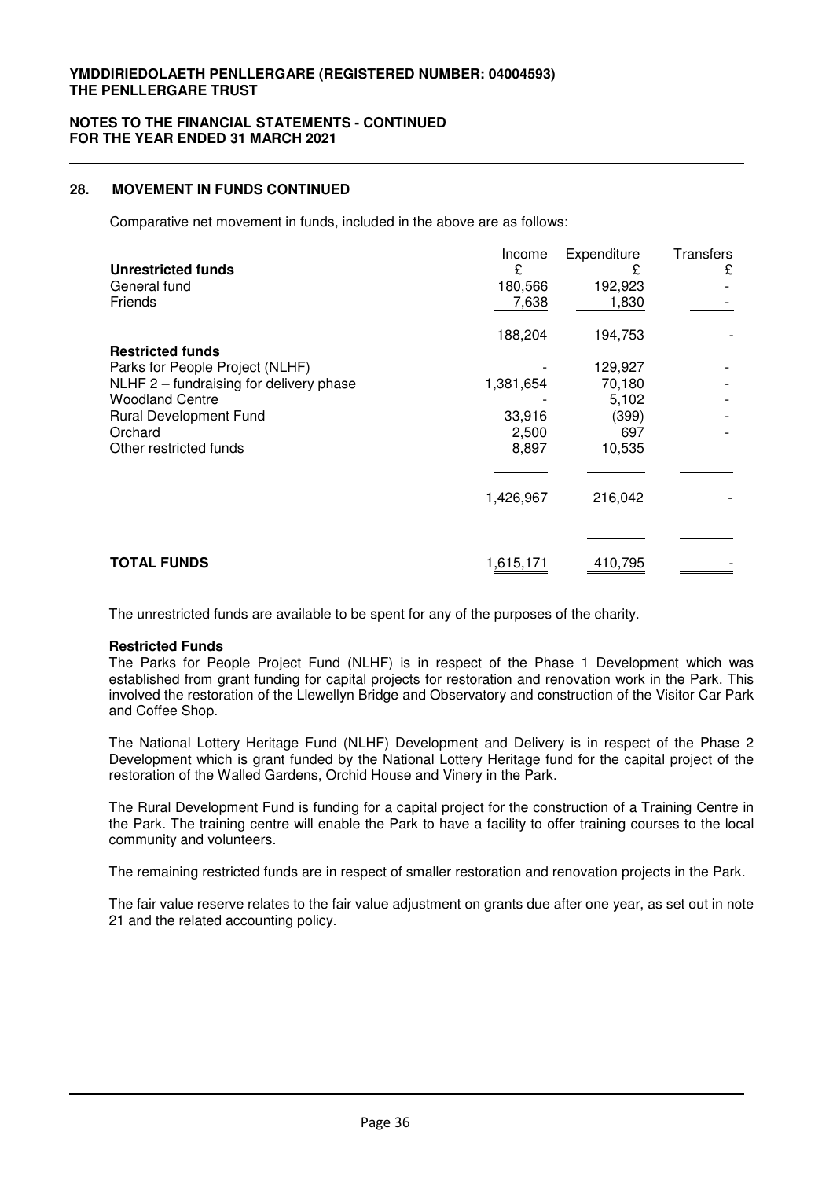**YMDDIRIEDOLAETH PENLLERGARE (REGISTERED NUMBER: 04004593)**
**THE PENLLERGARE TRUST**

**NOTES TO THE FINANCIAL STATEMENTS - CONTINUED**
**FOR THE YEAR ENDED 31 MARCH 2021**

## 28. MOVEMENT IN FUNDS CONTINUED

Comparative net movement in funds, included in the above are as follows:

| | Income £ | Expenditure £ | Transfers £ |
|---|---|---|---|
| **Unrestricted funds** | | | |
| General fund | 180,566 | 192,923 | - |
| Friends | 7,638 | 1,830 | - |
| | 188,204 | 194,753 | - |
| **Restricted funds** | | | |
| Parks for People Project (NLHF) | - | 129,927 | - |
| NLHF 2 – fundraising for delivery phase | 1,381,654 | 70,180 | - |
| Woodland Centre | - | 5,102 | - |
| Rural Development Fund | 33,916 | (399) | - |
| Orchard | 2,500 | 697 | - |
| Other restricted funds | 8,897 | 10,535 | |
| | 1,426,967 | 216,042 | - |
| **TOTAL FUNDS** | 1,615,171 | 410,795 | - |

The unrestricted funds are available to be spent for any of the purposes of the charity.

**Restricted Funds**

The Parks for People Project Fund (NLHF) is in respect of the Phase 1 Development which was established from grant funding for capital projects for restoration and renovation work in the Park. This involved the restoration of the Llewellyn Bridge and Observatory and construction of the Visitor Car Park and Coffee Shop.

The National Lottery Heritage Fund (NLHF) Development and Delivery is in respect of the Phase 2 Development which is grant funded by the National Lottery Heritage fund for the capital project of the restoration of the Walled Gardens, Orchid House and Vinery in the Park.

The Rural Development Fund is funding for a capital project for the construction of a Training Centre in the Park. The training centre will enable the Park to have a facility to offer training courses to the local community and volunteers.

The remaining restricted funds are in respect of smaller restoration and renovation projects in the Park.

The fair value reserve relates to the fair value adjustment on grants due after one year, as set out in note 21 and the related accounting policy.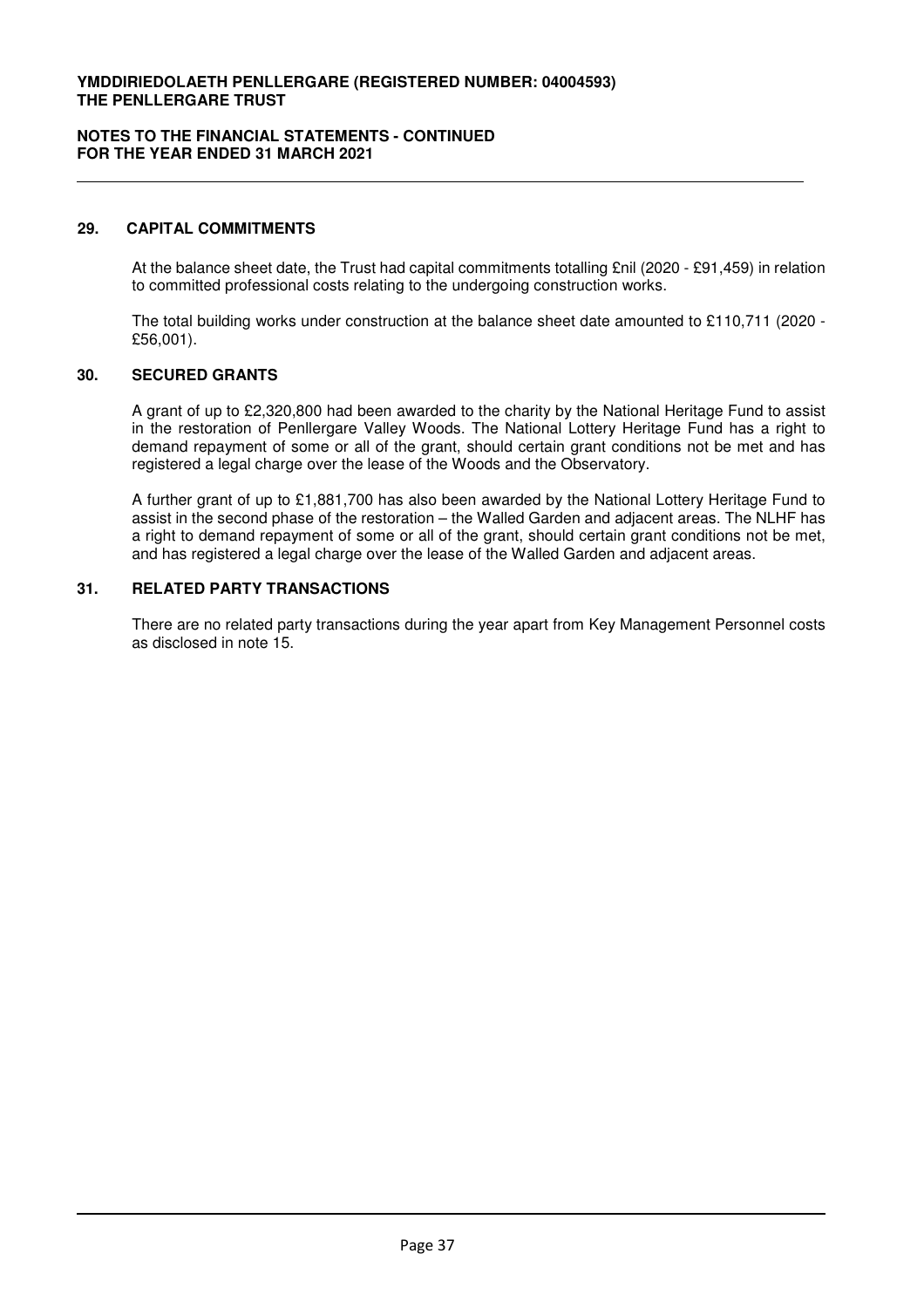## 29. CAPITAL COMMITMENTS

At the balance sheet date, the Trust had capital commitments totalling £nil (2020 - £91,459) in relation to committed professional costs relating to the undergoing construction works.

The total building works under construction at the balance sheet date amounted to £110,711 (2020 - £56,001).

## 30. SECURED GRANTS

A grant of up to £2,320,800 had been awarded to the charity by the National Heritage Fund to assist in the restoration of Penllergare Valley Woods. The National Lottery Heritage Fund has a right to demand repayment of some or all of the grant, should certain grant conditions not be met and has registered a legal charge over the lease of the Woods and the Observatory.

A further grant of up to £1,881,700 has also been awarded by the National Lottery Heritage Fund to assist in the second phase of the restoration – the Walled Garden and adjacent areas. The NLHF has a right to demand repayment of some or all of the grant, should certain grant conditions not be met, and has registered a legal charge over the lease of the Walled Garden and adjacent areas.

## 31. RELATED PARTY TRANSACTIONS

There are no related party transactions during the year apart from Key Management Personnel costs as disclosed in note 15.